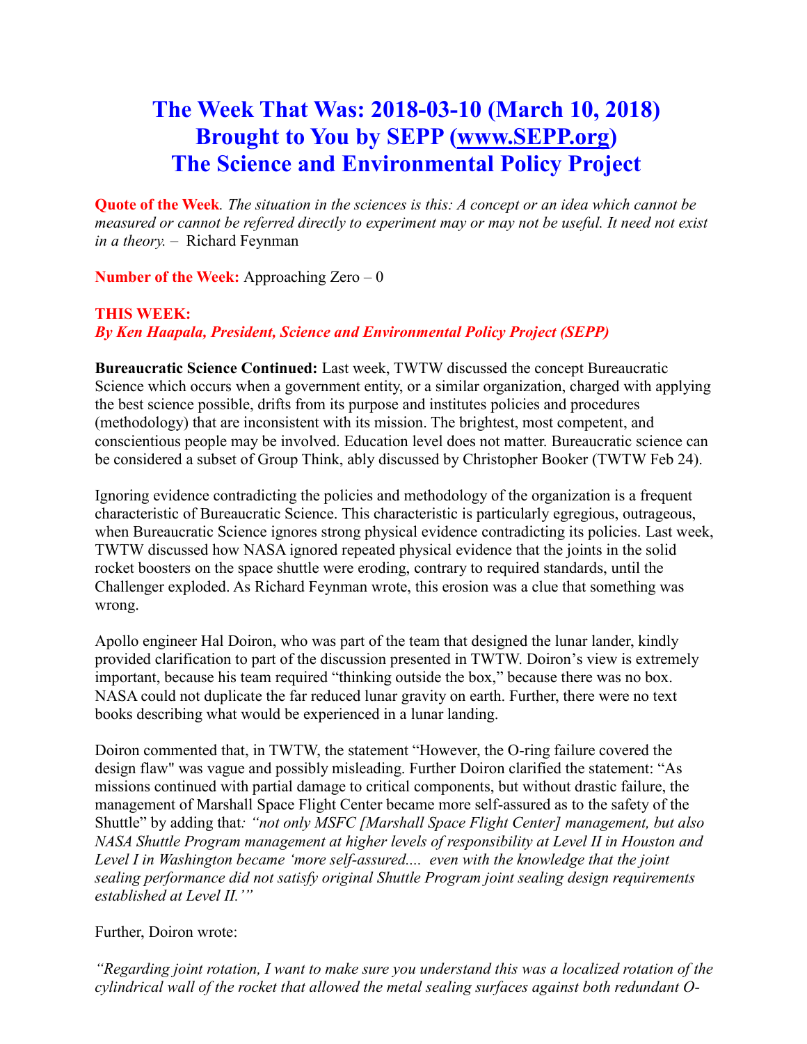# The Week That Was: 2018-03-10 (March 10, 2018)
# Brought to You by SEPP (www.SEPP.org)
# The Science and Environmental Policy Project

**Quote of the Week**. *The situation in the sciences is this: A concept or an idea which cannot be measured or cannot be referred directly to experiment may or may not be useful. It need not exist in a theory.* – Richard Feynman

**Number of the Week:** Approaching Zero – 0

**THIS WEEK:**
***By Ken Haapala, President, Science and Environmental Policy Project (SEPP)***

**Bureaucratic Science Continued:** Last week, TWTW discussed the concept Bureaucratic Science which occurs when a government entity, or a similar organization, charged with applying the best science possible, drifts from its purpose and institutes policies and procedures (methodology) that are inconsistent with its mission. The brightest, most competent, and conscientious people may be involved. Education level does not matter. Bureaucratic science can be considered a subset of Group Think, ably discussed by Christopher Booker (TWTW Feb 24).

Ignoring evidence contradicting the policies and methodology of the organization is a frequent characteristic of Bureaucratic Science. This characteristic is particularly egregious, outrageous, when Bureaucratic Science ignores strong physical evidence contradicting its policies. Last week, TWTW discussed how NASA ignored repeated physical evidence that the joints in the solid rocket boosters on the space shuttle were eroding, contrary to required standards, until the Challenger exploded. As Richard Feynman wrote, this erosion was a clue that something was wrong.

Apollo engineer Hal Doiron, who was part of the team that designed the lunar lander, kindly provided clarification to part of the discussion presented in TWTW. Doiron's view is extremely important, because his team required "thinking outside the box," because there was no box. NASA could not duplicate the far reduced lunar gravity on earth. Further, there were no text books describing what would be experienced in a lunar landing.

Doiron commented that, in TWTW, the statement "However, the O-ring failure covered the design flaw" was vague and possibly misleading. Further Doiron clarified the statement: "As missions continued with partial damage to critical components, but without drastic failure, the management of Marshall Space Flight Center became more self-assured as to the safety of the Shuttle" by adding that*: "not only MSFC [Marshall Space Flight Center] management, but also NASA Shuttle Program management at higher levels of responsibility at Level II in Houston and Level I in Washington became 'more self-assured.... even with the knowledge that the joint sealing performance did not satisfy original Shuttle Program joint sealing design requirements established at Level II.'"*

Further, Doiron wrote:

*"Regarding joint rotation, I want to make sure you understand this was a localized rotation of the cylindrical wall of the rocket that allowed the metal sealing surfaces against both redundant O-*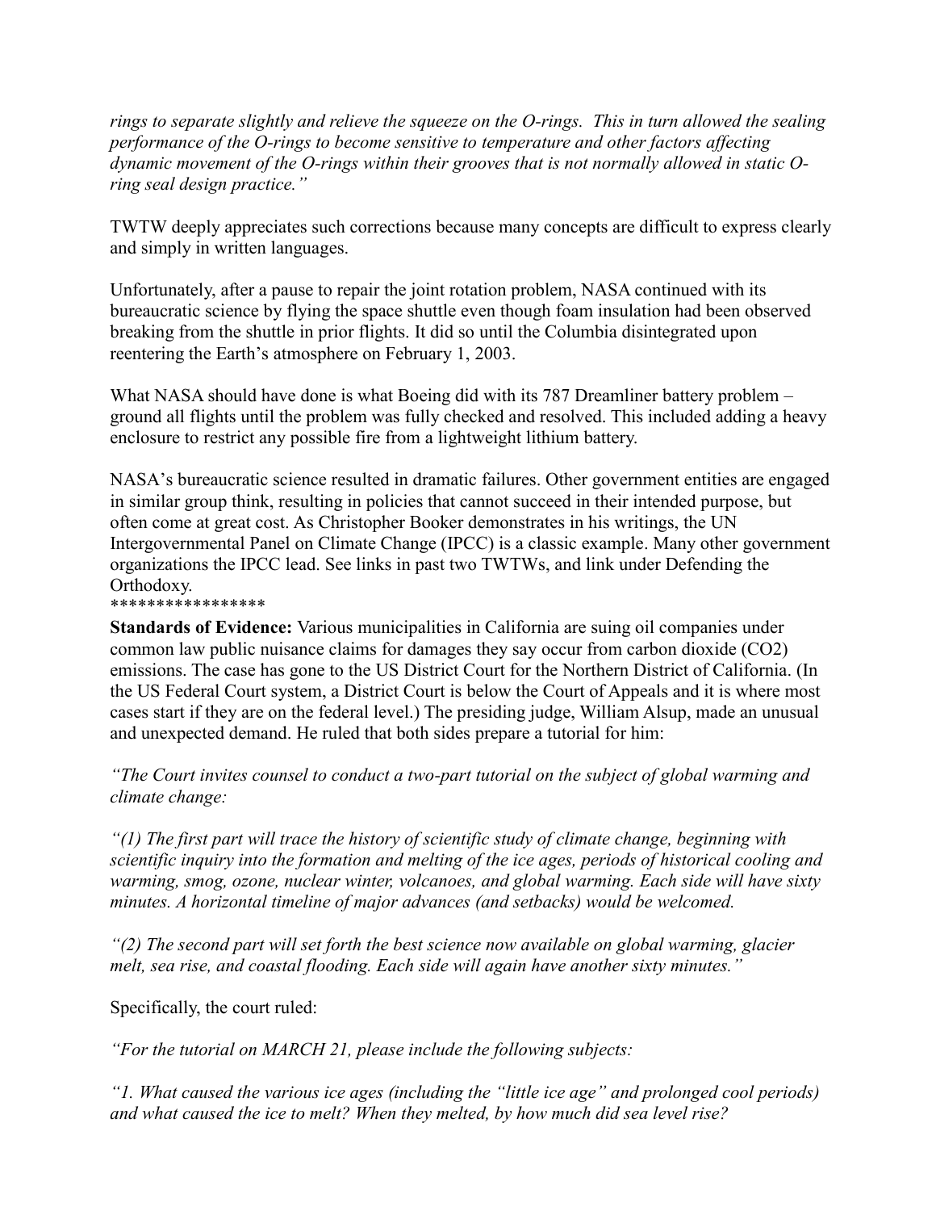*rings to separate slightly and relieve the squeeze on the O-rings. This in turn allowed the sealing performance of the O-rings to become sensitive to temperature and other factors affecting dynamic movement of the O-rings within their grooves that is not normally allowed in static O-ring seal design practice."*

TWTW deeply appreciates such corrections because many concepts are difficult to express clearly and simply in written languages.

Unfortunately, after a pause to repair the joint rotation problem, NASA continued with its bureaucratic science by flying the space shuttle even though foam insulation had been observed breaking from the shuttle in prior flights. It did so until the Columbia disintegrated upon reentering the Earth's atmosphere on February 1, 2003.

What NASA should have done is what Boeing did with its 787 Dreamliner battery problem – ground all flights until the problem was fully checked and resolved. This included adding a heavy enclosure to restrict any possible fire from a lightweight lithium battery.

NASA's bureaucratic science resulted in dramatic failures. Other government entities are engaged in similar group think, resulting in policies that cannot succeed in their intended purpose, but often come at great cost. As Christopher Booker demonstrates in his writings, the UN Intergovernmental Panel on Climate Change (IPCC) is a classic example. Many other government organizations the IPCC lead. See links in past two TWTWs, and link under Defending the Orthodoxy.

*****************

**Standards of Evidence:** Various municipalities in California are suing oil companies under common law public nuisance claims for damages they say occur from carbon dioxide ($CO_2$) emissions. The case has gone to the US District Court for the Northern District of California. (In the US Federal Court system, a District Court is below the Court of Appeals and it is where most cases start if they are on the federal level.) The presiding judge, William Alsup, made an unusual and unexpected demand. He ruled that both sides prepare a tutorial for him:

*"The Court invites counsel to conduct a two-part tutorial on the subject of global warming and climate change:*

*"(1) The first part will trace the history of scientific study of climate change, beginning with scientific inquiry into the formation and melting of the ice ages, periods of historical cooling and warming, smog, ozone, nuclear winter, volcanoes, and global warming. Each side will have sixty minutes. A horizontal timeline of major advances (and setbacks) would be welcomed.*

*"(2) The second part will set forth the best science now available on global warming, glacier melt, sea rise, and coastal flooding. Each side will again have another sixty minutes."*

Specifically, the court ruled:

*"For the tutorial on MARCH 21, please include the following subjects:*

*"1. What caused the various ice ages (including the "little ice age" and prolonged cool periods) and what caused the ice to melt? When they melted, by how much did sea level rise?*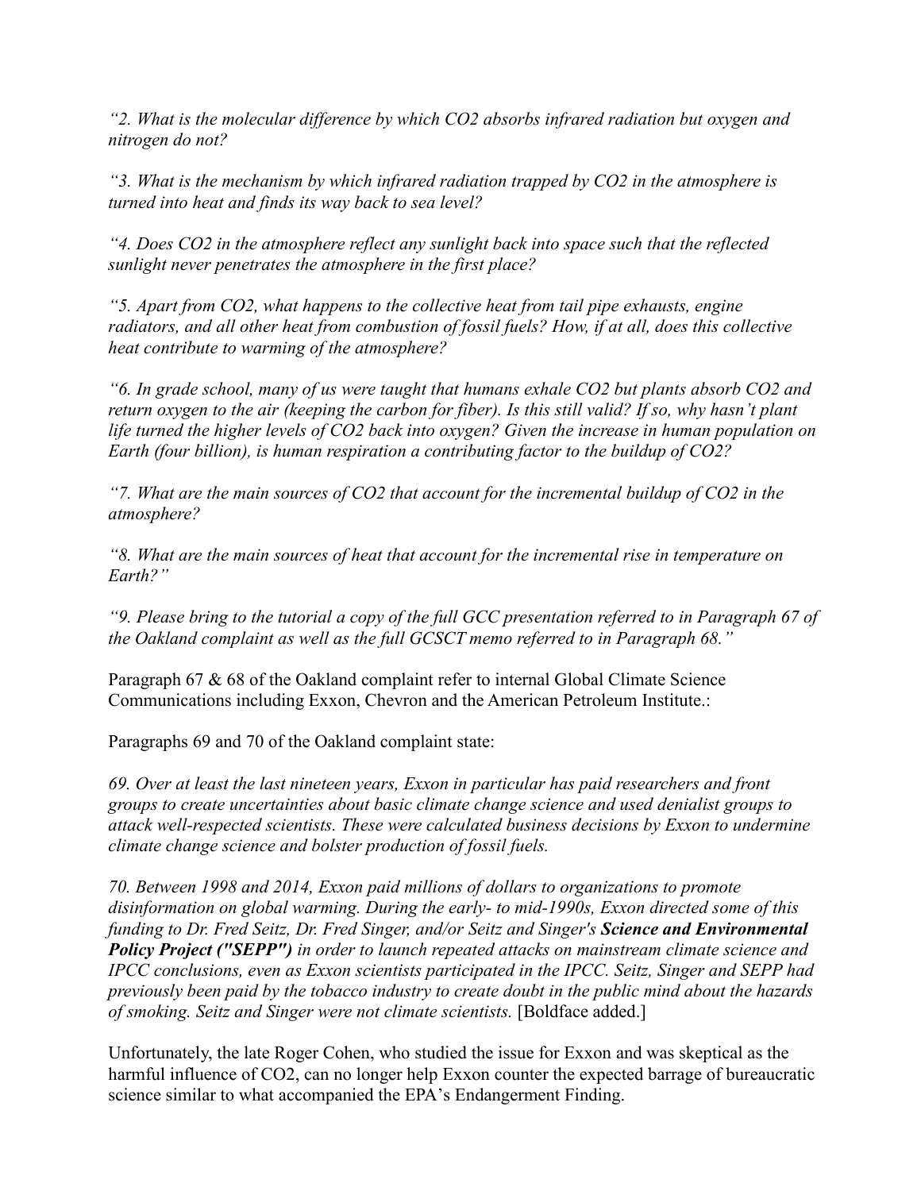*"2. What is the molecular difference by which $CO_2$ absorbs infrared radiation but oxygen and nitrogen do not?*

*"3. What is the mechanism by which infrared radiation trapped by $CO_2$ in the atmosphere is turned into heat and finds its way back to sea level?*

*"4. Does $CO_2$ in the atmosphere reflect any sunlight back into space such that the reflected sunlight never penetrates the atmosphere in the first place?*

*"5. Apart from $CO_2$, what happens to the collective heat from tail pipe exhausts, engine radiators, and all other heat from combustion of fossil fuels? How, if at all, does this collective heat contribute to warming of the atmosphere?*

*"6. In grade school, many of us were taught that humans exhale $CO_2$ but plants absorb $CO_2$ and return oxygen to the air (keeping the carbon for fiber). Is this still valid? If so, why hasn't plant life turned the higher levels of $CO_2$ back into oxygen? Given the increase in human population on Earth (four billion), is human respiration a contributing factor to the buildup of $CO_2$?*

*"7. What are the main sources of $CO_2$ that account for the incremental buildup of $CO_2$ in the atmosphere?*

*"8. What are the main sources of heat that account for the incremental rise in temperature on Earth?"*

*"9. Please bring to the tutorial a copy of the full GCC presentation referred to in Paragraph 67 of the Oakland complaint as well as the full GCSCT memo referred to in Paragraph 68."*

Paragraph 67 & 68 of the Oakland complaint refer to internal Global Climate Science Communications including Exxon, Chevron and the American Petroleum Institute.:

Paragraphs 69 and 70 of the Oakland complaint state:

*69. Over at least the last nineteen years, Exxon in particular has paid researchers and front groups to create uncertainties about basic climate change science and used denialist groups to attack well-respected scientists. These were calculated business decisions by Exxon to undermine climate change science and bolster production of fossil fuels.*

*70. Between 1998 and 2014, Exxon paid millions of dollars to organizations to promote disinformation on global warming. During the early- to mid-1990s, Exxon directed some of this funding to Dr. Fred Seitz, Dr. Fred Singer, and/or Seitz and Singer's* ***Science and Environmental Policy Project ("SEPP")*** *in order to launch repeated attacks on mainstream climate science and IPCC conclusions, even as Exxon scientists participated in the IPCC. Seitz, Singer and SEPP had previously been paid by the tobacco industry to create doubt in the public mind about the hazards of smoking. Seitz and Singer were not climate scientists.* [Boldface added.]

Unfortunately, the late Roger Cohen, who studied the issue for Exxon and was skeptical as the harmful influence of $CO_2$, can no longer help Exxon counter the expected barrage of bureaucratic science similar to what accompanied the EPA's Endangerment Finding.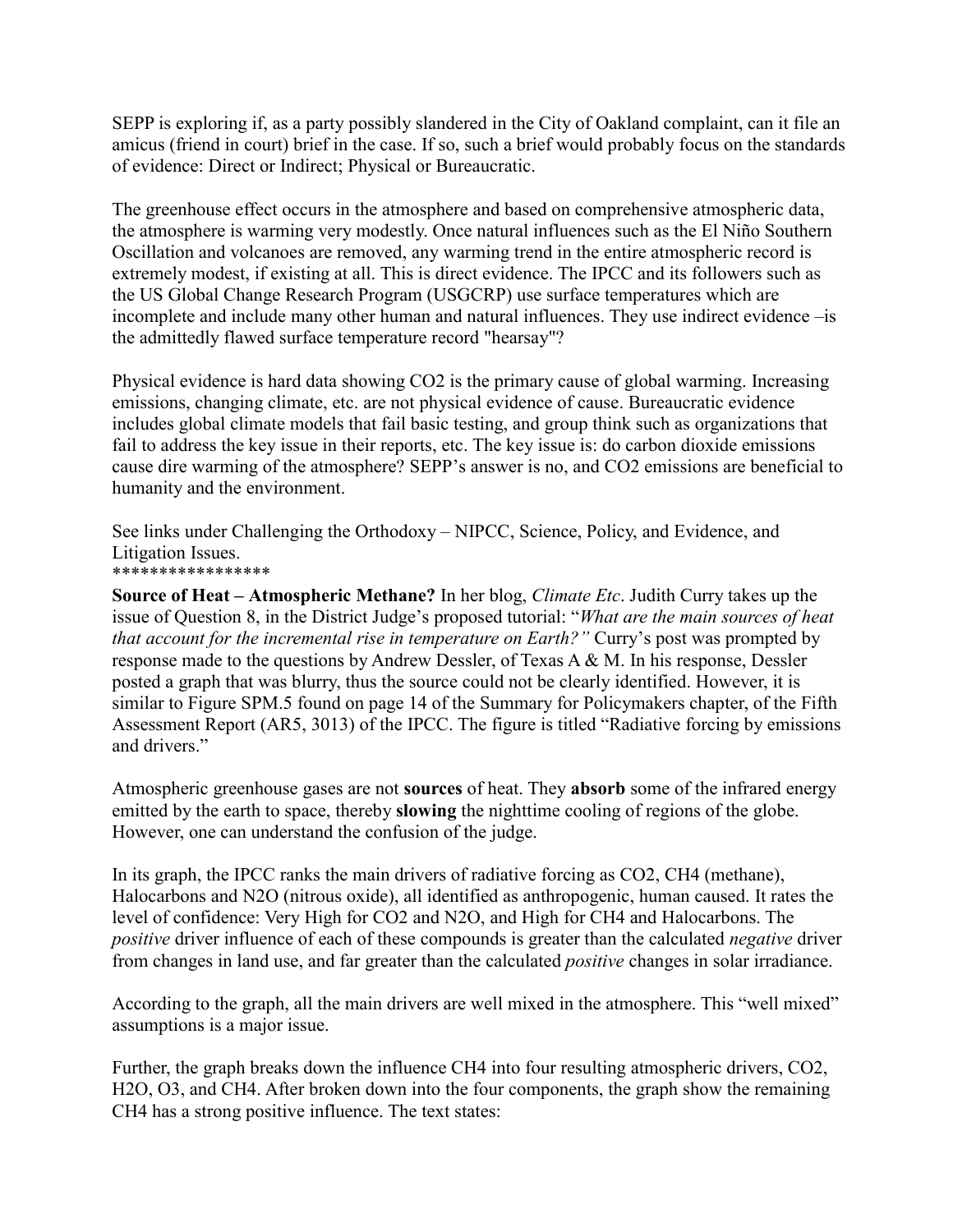SEPP is exploring if, as a party possibly slandered in the City of Oakland complaint, can it file an amicus (friend in court) brief in the case. If so, such a brief would probably focus on the standards of evidence: Direct or Indirect; Physical or Bureaucratic.

The greenhouse effect occurs in the atmosphere and based on comprehensive atmospheric data, the atmosphere is warming very modestly. Once natural influences such as the El Niño Southern Oscillation and volcanoes are removed, any warming trend in the entire atmospheric record is extremely modest, if existing at all. This is direct evidence. The IPCC and its followers such as the US Global Change Research Program (USGCRP) use surface temperatures which are incomplete and include many other human and natural influences. They use indirect evidence –is the admittedly flawed surface temperature record "hearsay"?

Physical evidence is hard data showing CO2 is the primary cause of global warming. Increasing emissions, changing climate, etc. are not physical evidence of cause. Bureaucratic evidence includes global climate models that fail basic testing, and group think such as organizations that fail to address the key issue in their reports, etc. The key issue is: do carbon dioxide emissions cause dire warming of the atmosphere? SEPP's answer is no, and CO2 emissions are beneficial to humanity and the environment.

See links under Challenging the Orthodoxy – NIPCC, Science, Policy, and Evidence, and Litigation Issues.

*****************

**Source of Heat – Atmospheric Methane?** In her blog, *Climate Etc*. Judith Curry takes up the issue of Question 8, in the District Judge's proposed tutorial: "*What are the main sources of heat that account for the incremental rise in temperature on Earth?"* Curry's post was prompted by response made to the questions by Andrew Dessler, of Texas A & M. In his response, Dessler posted a graph that was blurry, thus the source could not be clearly identified. However, it is similar to Figure SPM.5 found on page 14 of the Summary for Policymakers chapter, of the Fifth Assessment Report (AR5, 3013) of the IPCC. The figure is titled "Radiative forcing by emissions and drivers."

Atmospheric greenhouse gases are not **sources** of heat. They **absorb** some of the infrared energy emitted by the earth to space, thereby **slowing** the nighttime cooling of regions of the globe. However, one can understand the confusion of the judge.

In its graph, the IPCC ranks the main drivers of radiative forcing as CO2, CH4 (methane), Halocarbons and N2O (nitrous oxide), all identified as anthropogenic, human caused. It rates the level of confidence: Very High for CO2 and N2O, and High for CH4 and Halocarbons. The *positive* driver influence of each of these compounds is greater than the calculated *negative* driver from changes in land use, and far greater than the calculated *positive* changes in solar irradiance.

According to the graph, all the main drivers are well mixed in the atmosphere. This "well mixed" assumptions is a major issue.

Further, the graph breaks down the influence CH4 into four resulting atmospheric drivers, CO2, H2O, O3, and CH4. After broken down into the four components, the graph show the remaining CH4 has a strong positive influence. The text states: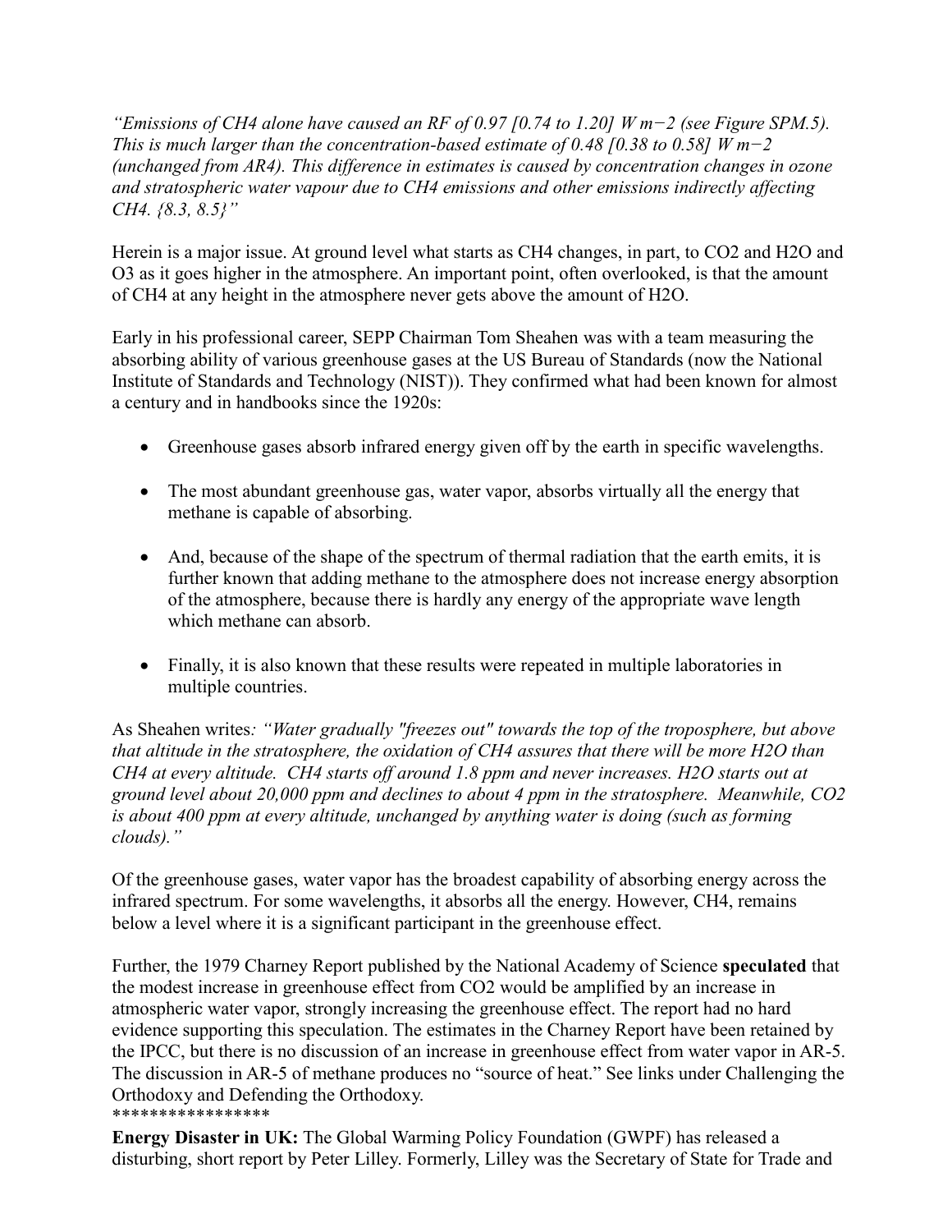*"Emissions of $CH_4$ alone have caused an RF of 0.97 [0.74 to 1.20] W m−2 (see Figure SPM.5). This is much larger than the concentration-based estimate of 0.48 [0.38 to 0.58] W m−2 (unchanged from AR4). This difference in estimates is caused by concentration changes in ozone and stratospheric water vapour due to $CH_4$ emissions and other emissions indirectly affecting $CH_4$. {8.3, 8.5}"*

Herein is a major issue. At ground level what starts as $CH_4$ changes, in part, to $CO_2$ and $H_2O$ and $O_3$ as it goes higher in the atmosphere. An important point, often overlooked, is that the amount of $CH_4$ at any height in the atmosphere never gets above the amount of $H_2O$.

Early in his professional career, SEPP Chairman Tom Sheahen was with a team measuring the absorbing ability of various greenhouse gases at the US Bureau of Standards (now the National Institute of Standards and Technology (NIST)). They confirmed what had been known for almost a century and in handbooks since the 1920s:

- Greenhouse gases absorb infrared energy given off by the earth in specific wavelengths.
- The most abundant greenhouse gas, water vapor, absorbs virtually all the energy that methane is capable of absorbing.
- And, because of the shape of the spectrum of thermal radiation that the earth emits, it is further known that adding methane to the atmosphere does not increase energy absorption of the atmosphere, because there is hardly any energy of the appropriate wave length which methane can absorb.
- Finally, it is also known that these results were repeated in multiple laboratories in multiple countries.

As Sheahen writes*: "Water gradually "freezes out" towards the top of the troposphere, but above that altitude in the stratosphere, the oxidation of $CH_4$ assures that there will be more $H_2O$ than $CH_4$ at every altitude. $CH_4$ starts off around 1.8 ppm and never increases. $H_2O$ starts out at ground level about 20,000 ppm and declines to about 4 ppm in the stratosphere. Meanwhile, $CO_2$ is about 400 ppm at every altitude, unchanged by anything water is doing (such as forming clouds)."*

Of the greenhouse gases, water vapor has the broadest capability of absorbing energy across the infrared spectrum. For some wavelengths, it absorbs all the energy. However, $CH_4$, remains below a level where it is a significant participant in the greenhouse effect.

Further, the 1979 Charney Report published by the National Academy of Science **speculated** that the modest increase in greenhouse effect from $CO_2$ would be amplified by an increase in atmospheric water vapor, strongly increasing the greenhouse effect. The report had no hard evidence supporting this speculation. The estimates in the Charney Report have been retained by the IPCC, but there is no discussion of an increase in greenhouse effect from water vapor in AR-5. The discussion in AR-5 of methane produces no "source of heat." See links under Challenging the Orthodoxy and Defending the Orthodoxy.
*****************

**Energy Disaster in UK:** The Global Warming Policy Foundation (GWPF) has released a disturbing, short report by Peter Lilley. Formerly, Lilley was the Secretary of State for Trade and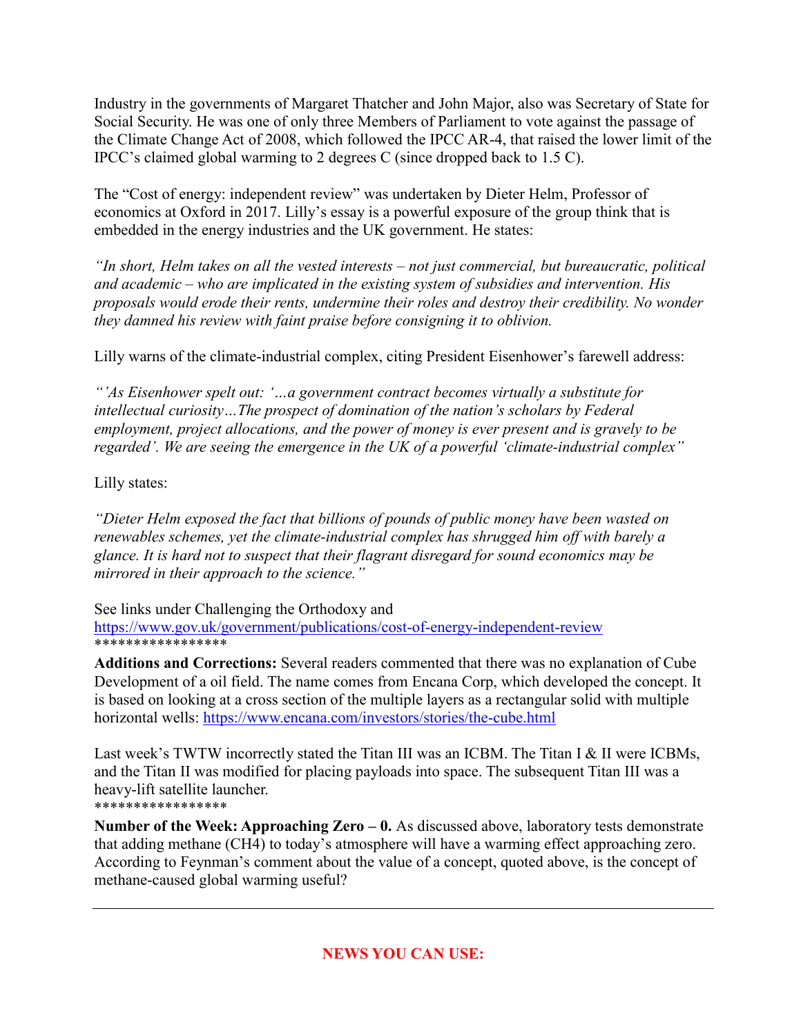Industry in the governments of Margaret Thatcher and John Major, also was Secretary of State for Social Security. He was one of only three Members of Parliament to vote against the passage of the Climate Change Act of 2008, which followed the IPCC AR-4, that raised the lower limit of the IPCC's claimed global warming to 2 degrees C (since dropped back to 1.5 C).

The "Cost of energy: independent review" was undertaken by Dieter Helm, Professor of economics at Oxford in 2017. Lilly's essay is a powerful exposure of the group think that is embedded in the energy industries and the UK government. He states:

*"In short, Helm takes on all the vested interests – not just commercial, but bureaucratic, political and academic – who are implicated in the existing system of subsidies and intervention. His proposals would erode their rents, undermine their roles and destroy their credibility. No wonder they damned his review with faint praise before consigning it to oblivion.*

Lilly warns of the climate-industrial complex, citing President Eisenhower's farewell address:

*"'As Eisenhower spelt out: '…a government contract becomes virtually a substitute for intellectual curiosity…The prospect of domination of the nation's scholars by Federal employment, project allocations, and the power of money is ever present and is gravely to be regarded'. We are seeing the emergence in the UK of a powerful 'climate-industrial complex"*

Lilly states:

*"Dieter Helm exposed the fact that billions of pounds of public money have been wasted on renewables schemes, yet the climate-industrial complex has shrugged him off with barely a glance. It is hard not to suspect that their flagrant disregard for sound economics may be mirrored in their approach to the science."*

See links under Challenging the Orthodoxy and
https://www.gov.uk/government/publications/cost-of-energy-independent-review
*****************

**Additions and Corrections:** Several readers commented that there was no explanation of Cube Development of a oil field. The name comes from Encana Corp, which developed the concept. It is based on looking at a cross section of the multiple layers as a rectangular solid with multiple horizontal wells: https://www.encana.com/investors/stories/the-cube.html

Last week's TWTW incorrectly stated the Titan III was an ICBM. The Titan I & II were ICBMs, and the Titan II was modified for placing payloads into space. The subsequent Titan III was a heavy-lift satellite launcher.
*****************

**Number of the Week: Approaching Zero – 0.** As discussed above, laboratory tests demonstrate that adding methane ($CH_4$) to today's atmosphere will have a warming effect approaching zero. According to Feynman's comment about the value of a concept, quoted above, is the concept of methane-caused global warming useful?

---

## NEWS YOU CAN USE: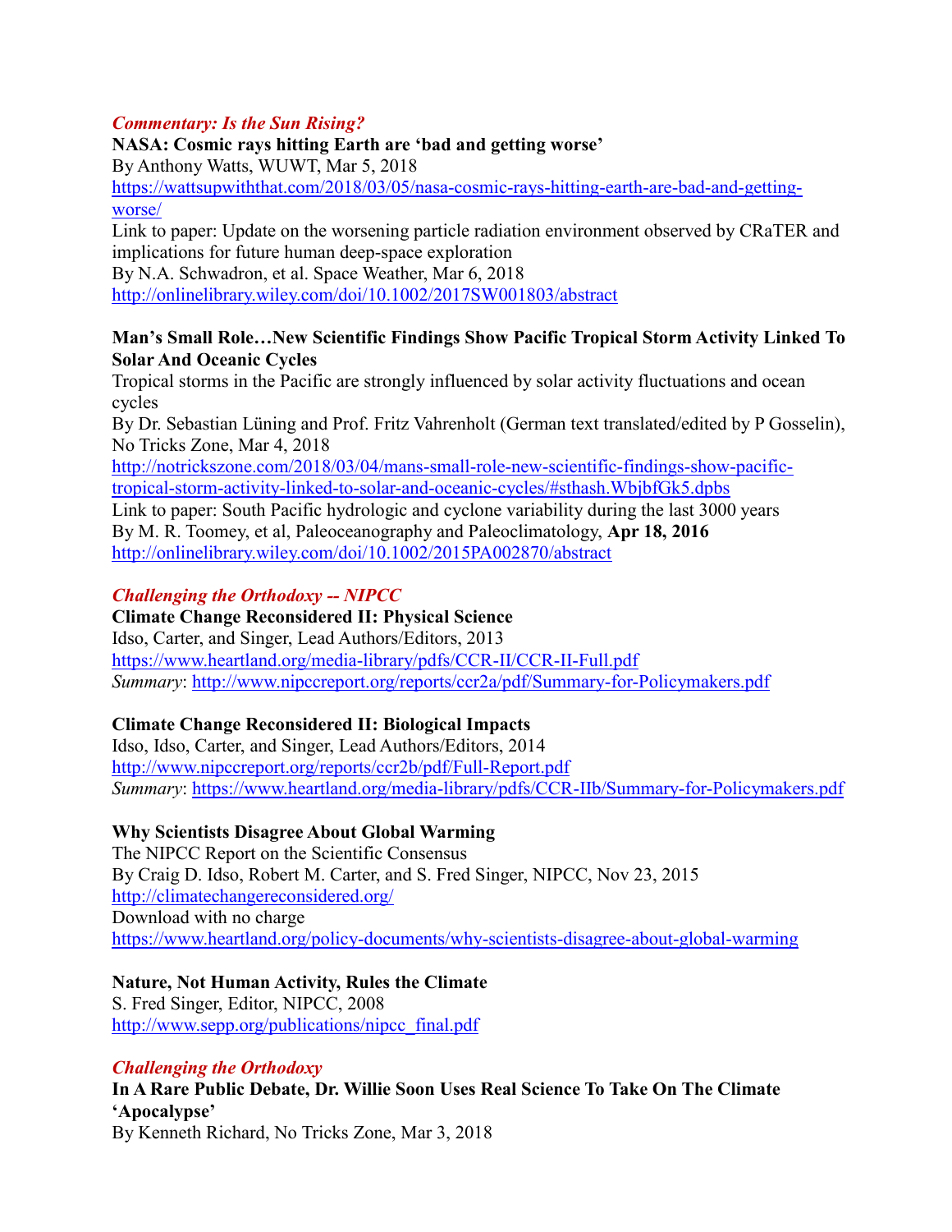### *Commentary: Is the Sun Rising?*

**NASA: Cosmic rays hitting Earth are 'bad and getting worse'**
By Anthony Watts, WUWT, Mar 5, 2018
https://wattsupwiththat.com/2018/03/05/nasa-cosmic-rays-hitting-earth-are-bad-and-getting-worse/
Link to paper: Update on the worsening particle radiation environment observed by CRaTER and implications for future human deep-space exploration
By N.A. Schwadron, et al. Space Weather, Mar 6, 2018
http://onlinelibrary.wiley.com/doi/10.1002/2017SW001803/abstract

**Man's Small Role…New Scientific Findings Show Pacific Tropical Storm Activity Linked To Solar And Oceanic Cycles**
Tropical storms in the Pacific are strongly influenced by solar activity fluctuations and ocean cycles
By Dr. Sebastian Lüning and Prof. Fritz Vahrenholt (German text translated/edited by P Gosselin), No Tricks Zone, Mar 4, 2018
http://notrickszone.com/2018/03/04/mans-small-role-new-scientific-findings-show-pacific-tropical-storm-activity-linked-to-solar-and-oceanic-cycles/#sthash.WbjbfGk5.dpbs
Link to paper: South Pacific hydrologic and cyclone variability during the last 3000 years
By M. R. Toomey, et al, Paleoceanography and Paleoclimatology, **Apr 18, 2016**
http://onlinelibrary.wiley.com/doi/10.1002/2015PA002870/abstract

### *Challenging the Orthodoxy -- NIPCC*

**Climate Change Reconsidered II: Physical Science**
Idso, Carter, and Singer, Lead Authors/Editors, 2013
https://www.heartland.org/media-library/pdfs/CCR-II/CCR-II-Full.pdf
*Summary*: http://www.nipccreport.org/reports/ccr2a/pdf/Summary-for-Policymakers.pdf

**Climate Change Reconsidered II: Biological Impacts**
Idso, Idso, Carter, and Singer, Lead Authors/Editors, 2014
http://www.nipccreport.org/reports/ccr2b/pdf/Full-Report.pdf
*Summary*: https://www.heartland.org/media-library/pdfs/CCR-IIb/Summary-for-Policymakers.pdf

**Why Scientists Disagree About Global Warming**
The NIPCC Report on the Scientific Consensus
By Craig D. Idso, Robert M. Carter, and S. Fred Singer, NIPCC, Nov 23, 2015
http://climatechangereconsidered.org/
Download with no charge
https://www.heartland.org/policy-documents/why-scientists-disagree-about-global-warming

**Nature, Not Human Activity, Rules the Climate**
S. Fred Singer, Editor, NIPCC, 2008
http://www.sepp.org/publications/nipcc_final.pdf

### *Challenging the Orthodoxy*

**In A Rare Public Debate, Dr. Willie Soon Uses Real Science To Take On The Climate 'Apocalypse'**
By Kenneth Richard, No Tricks Zone, Mar 3, 2018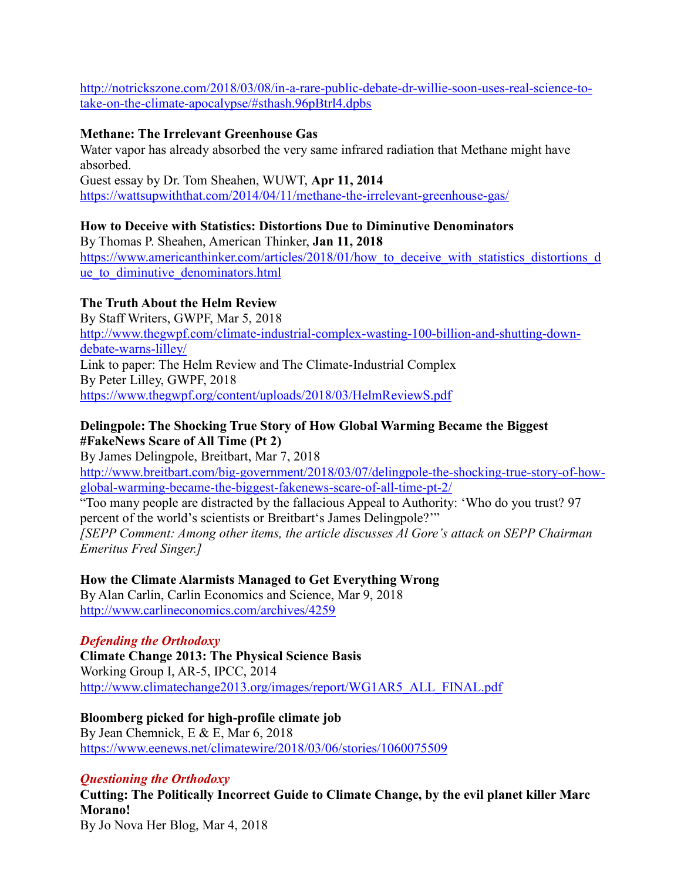http://notrickszone.com/2018/03/08/in-a-rare-public-debate-dr-willie-soon-uses-real-science-to-take-on-the-climate-apocalypse/#sthash.96pBtrl4.dpbs

**Methane: The Irrelevant Greenhouse Gas**
Water vapor has already absorbed the very same infrared radiation that Methane might have absorbed.
Guest essay by Dr. Tom Sheahen, WUWT, **Apr 11, 2014**
https://wattsupwiththat.com/2014/04/11/methane-the-irrelevant-greenhouse-gas/

**How to Deceive with Statistics: Distortions Due to Diminutive Denominators**
By Thomas P. Sheahen, American Thinker, **Jan 11, 2018**
https://www.americanthinker.com/articles/2018/01/how_to_deceive_with_statistics_distortions_due_to_diminutive_denominators.html

**The Truth About the Helm Review**
By Staff Writers, GWPF, Mar 5, 2018
http://www.thegwpf.com/climate-industrial-complex-wasting-100-billion-and-shutting-down-debate-warns-lilley/
Link to paper: The Helm Review and The Climate-Industrial Complex
By Peter Lilley, GWPF, 2018
https://www.thegwpf.org/content/uploads/2018/03/HelmReviewS.pdf

**Delingpole: The Shocking True Story of How Global Warming Became the Biggest #FakeNews Scare of All Time (Pt 2)**
By James Delingpole, Breitbart, Mar 7, 2018
http://www.breitbart.com/big-government/2018/03/07/delingpole-the-shocking-true-story-of-how-global-warming-became-the-biggest-fakenews-scare-of-all-time-pt-2/
"Too many people are distracted by the fallacious Appeal to Authority: 'Who do you trust? 97 percent of the world's scientists or Breitbart's James Delingpole?'"
*[SEPP Comment: Among other items, the article discusses Al Gore's attack on SEPP Chairman Emeritus Fred Singer.]*

**How the Climate Alarmists Managed to Get Everything Wrong**
By Alan Carlin, Carlin Economics and Science, Mar 9, 2018
http://www.carlineconomics.com/archives/4259

***Defending the Orthodoxy***

**Climate Change 2013: The Physical Science Basis**
Working Group I, AR-5, IPCC, 2014
http://www.climatechange2013.org/images/report/WG1AR5_ALL_FINAL.pdf

**Bloomberg picked for high-profile climate job**
By Jean Chemnick, E & E, Mar 6, 2018
https://www.eenews.net/climatewire/2018/03/06/stories/1060075509

***Questioning the Orthodoxy***

**Cutting: The Politically Incorrect Guide to Climate Change, by the evil planet killer Marc Morano!**
By Jo Nova Her Blog, Mar 4, 2018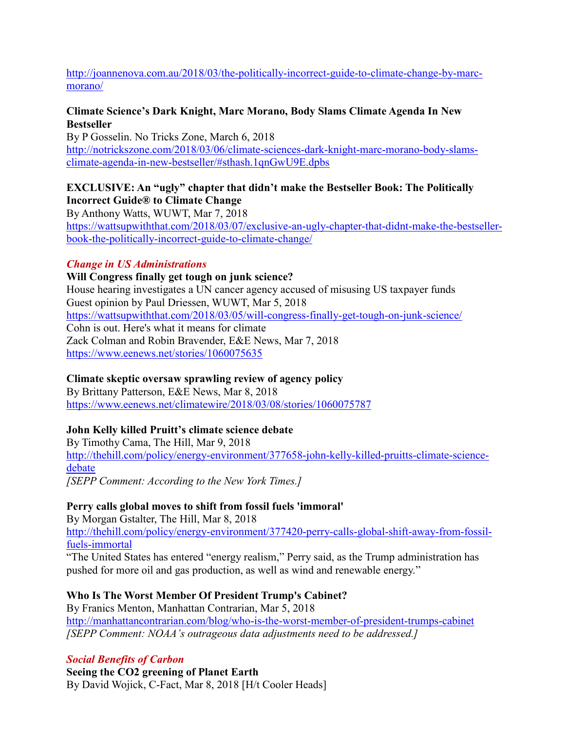http://joannenova.com.au/2018/03/the-politically-incorrect-guide-to-climate-change-by-marc-morano/

**Climate Science's Dark Knight, Marc Morano, Body Slams Climate Agenda In New Bestseller**
By P Gosselin. No Tricks Zone, March 6, 2018
http://notrickszone.com/2018/03/06/climate-sciences-dark-knight-marc-morano-body-slams-climate-agenda-in-new-bestseller/#sthash.1qnGwU9E.dpbs

**EXCLUSIVE: An "ugly" chapter that didn't make the Bestseller Book: The Politically Incorrect Guide® to Climate Change**
By Anthony Watts, WUWT, Mar 7, 2018
https://wattsupwiththat.com/2018/03/07/exclusive-an-ugly-chapter-that-didnt-make-the-bestseller-book-the-politically-incorrect-guide-to-climate-change/

***Change in US Administrations***

**Will Congress finally get tough on junk science?**
House hearing investigates a UN cancer agency accused of misusing US taxpayer funds
Guest opinion by Paul Driessen, WUWT, Mar 5, 2018
https://wattsupwiththat.com/2018/03/05/will-congress-finally-get-tough-on-junk-science/
Cohn is out. Here's what it means for climate
Zack Colman and Robin Bravender, E&E News, Mar 7, 2018
https://www.eenews.net/stories/1060075635

**Climate skeptic oversaw sprawling review of agency policy**
By Brittany Patterson, E&E News, Mar 8, 2018
https://www.eenews.net/climatewire/2018/03/08/stories/1060075787

**John Kelly killed Pruitt's climate science debate**
By Timothy Cama, The Hill, Mar 9, 2018
http://thehill.com/policy/energy-environment/377658-john-kelly-killed-pruitts-climate-science-debate
*[SEPP Comment: According to the New York Times.]*

**Perry calls global moves to shift from fossil fuels 'immoral'**
By Morgan Gstalter, The Hill, Mar 8, 2018
http://thehill.com/policy/energy-environment/377420-perry-calls-global-shift-away-from-fossil-fuels-immortal
"The United States has entered "energy realism," Perry said, as the Trump administration has pushed for more oil and gas production, as well as wind and renewable energy."

**Who Is The Worst Member Of President Trump's Cabinet?**
By Franics Menton, Manhattan Contrarian, Mar 5, 2018
http://manhattancontrarian.com/blog/who-is-the-worst-member-of-president-trumps-cabinet
*[SEPP Comment: NOAA's outrageous data adjustments need to be addressed.]*

***Social Benefits of Carbon***

**Seeing the CO2 greening of Planet Earth**
By David Wojick, C-Fact, Mar 8, 2018 [H/t Cooler Heads]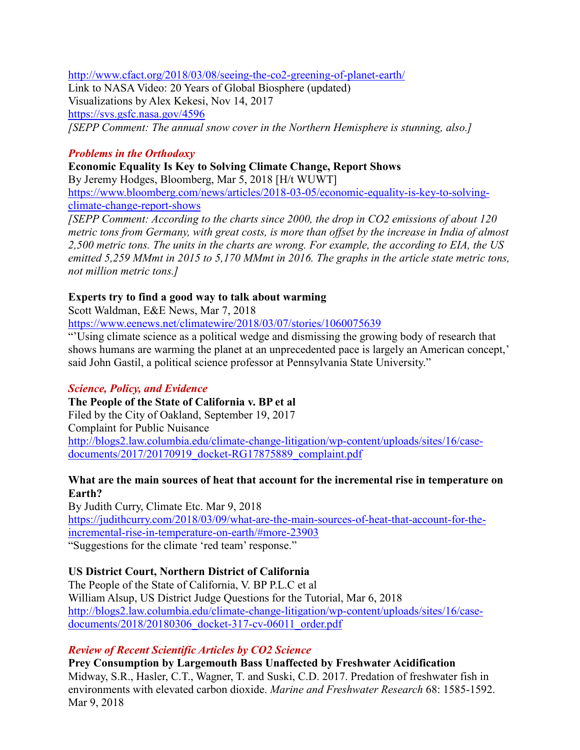http://www.cfact.org/2018/03/08/seeing-the-co2-greening-of-planet-earth/
Link to NASA Video: 20 Years of Global Biosphere (updated)
Visualizations by Alex Kekesi, Nov 14, 2017
https://svs.gsfc.nasa.gov/4596
*[SEPP Comment: The annual snow cover in the Northern Hemisphere is stunning, also.]*

### *Problems in the Orthodoxy*

**Economic Equality Is Key to Solving Climate Change, Report Shows**
By Jeremy Hodges, Bloomberg, Mar 5, 2018 [H/t WUWT]
https://www.bloomberg.com/news/articles/2018-03-05/economic-equality-is-key-to-solving-climate-change-report-shows
*[SEPP Comment: According to the charts since 2000, the drop in CO2 emissions of about 120 metric tons from Germany, with great costs, is more than offset by the increase in India of almost 2,500 metric tons. The units in the charts are wrong. For example, the according to EIA, the US emitted 5,259 MMmt in 2015 to 5,170 MMmt in 2016. The graphs in the article state metric tons, not million metric tons.]*

**Experts try to find a good way to talk about warming**
Scott Waldman, E&E News, Mar 7, 2018
https://www.eenews.net/climatewire/2018/03/07/stories/1060075639
"'Using climate science as a political wedge and dismissing the growing body of research that shows humans are warming the planet at an unprecedented pace is largely an American concept,' said John Gastil, a political science professor at Pennsylvania State University."

### *Science, Policy, and Evidence*

**The People of the State of California v. BP et al**
Filed by the City of Oakland, September 19, 2017
Complaint for Public Nuisance
http://blogs2.law.columbia.edu/climate-change-litigation/wp-content/uploads/sites/16/case-documents/2017/20170919_docket-RG17875889_complaint.pdf

**What are the main sources of heat that account for the incremental rise in temperature on Earth?**
By Judith Curry, Climate Etc. Mar 9, 2018
https://judithcurry.com/2018/03/09/what-are-the-main-sources-of-heat-that-account-for-the-incremental-rise-in-temperature-on-earth/#more-23903
"Suggestions for the climate 'red team' response."

**US District Court, Northern District of California**
The People of the State of California, V. BP P.L.C et al
William Alsup, US District Judge Questions for the Tutorial, Mar 6, 2018
http://blogs2.law.columbia.edu/climate-change-litigation/wp-content/uploads/sites/16/case-documents/2018/20180306_docket-317-cv-06011_order.pdf

### *Review of Recent Scientific Articles by CO2 Science*

**Prey Consumption by Largemouth Bass Unaffected by Freshwater Acidification**
Midway, S.R., Hasler, C.T., Wagner, T. and Suski, C.D. 2017. Predation of freshwater fish in environments with elevated carbon dioxide. *Marine and Freshwater Research* 68: 1585-1592.
Mar 9, 2018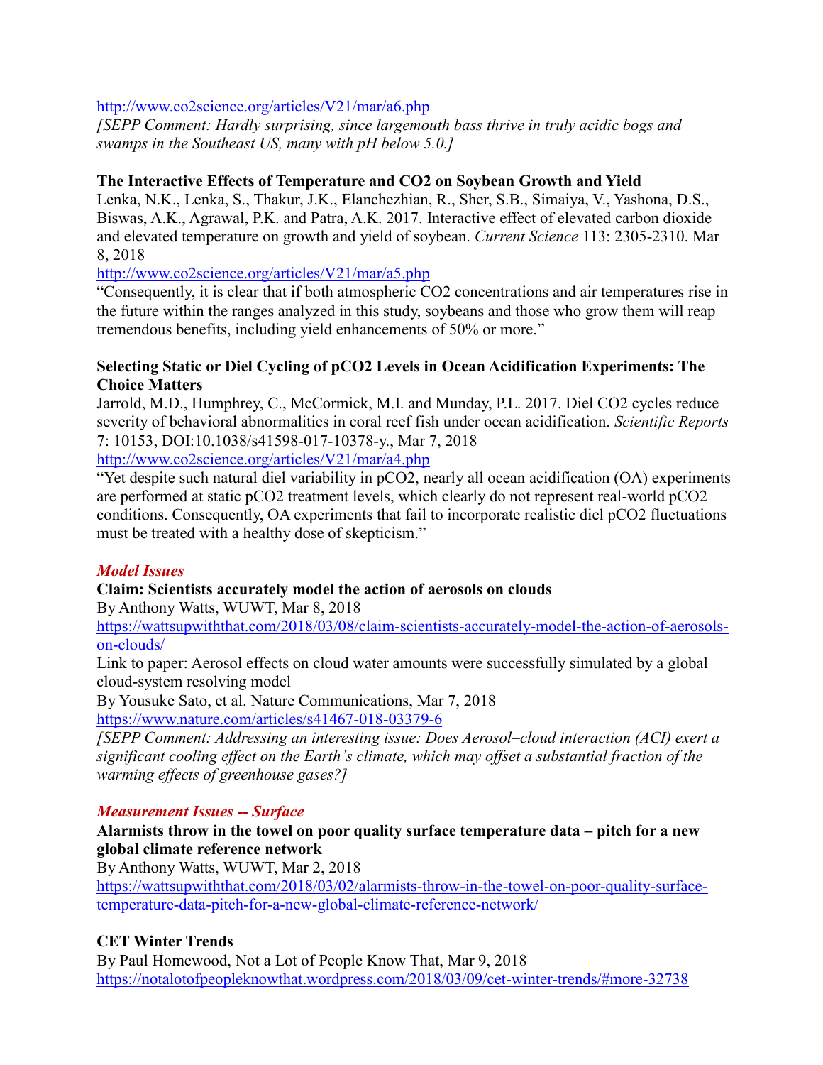http://www.co2science.org/articles/V21/mar/a6.php

*[SEPP Comment: Hardly surprising, since largemouth bass thrive in truly acidic bogs and swamps in the Southeast US, many with pH below 5.0.]*

**The Interactive Effects of Temperature and $CO_2$ on Soybean Growth and Yield**

Lenka, N.K., Lenka, S., Thakur, J.K., Elanchezhian, R., Sher, S.B., Simaiya, V., Yashona, D.S., Biswas, A.K., Agrawal, P.K. and Patra, A.K. 2017. Interactive effect of elevated carbon dioxide and elevated temperature on growth and yield of soybean. *Current Science* 113: 2305-2310. Mar 8, 2018

http://www.co2science.org/articles/V21/mar/a5.php

"Consequently, it is clear that if both atmospheric $CO_2$ concentrations and air temperatures rise in the future within the ranges analyzed in this study, soybeans and those who grow them will reap tremendous benefits, including yield enhancements of 50% or more."

**Selecting Static or Diel Cycling of $pCO_2$ Levels in Ocean Acidification Experiments: The Choice Matters**

Jarrold, M.D., Humphrey, C., McCormick, M.I. and Munday, P.L. 2017. Diel $CO_2$ cycles reduce severity of behavioral abnormalities in coral reef fish under ocean acidification. *Scientific Reports* 7: 10153, DOI:10.1038/s41598-017-10378-y., Mar 7, 2018

http://www.co2science.org/articles/V21/mar/a4.php

"Yet despite such natural diel variability in $pCO_2$, nearly all ocean acidification (OA) experiments are performed at static $pCO_2$ treatment levels, which clearly do not represent real-world $pCO_2$ conditions. Consequently, OA experiments that fail to incorporate realistic diel $pCO_2$ fluctuations must be treated with a healthy dose of skepticism."

### *Model Issues*

**Claim: Scientists accurately model the action of aerosols on clouds**

By Anthony Watts, WUWT, Mar 8, 2018

https://wattsupwiththat.com/2018/03/08/claim-scientists-accurately-model-the-action-of-aerosols-on-clouds/

Link to paper: Aerosol effects on cloud water amounts were successfully simulated by a global cloud-system resolving model

By Yousuke Sato, et al. Nature Communications, Mar 7, 2018

https://www.nature.com/articles/s41467-018-03379-6

*[SEPP Comment: Addressing an interesting issue: Does Aerosol–cloud interaction (ACI) exert a significant cooling effect on the Earth's climate, which may offset a substantial fraction of the warming effects of greenhouse gases?]*

### *Measurement Issues -- Surface*

**Alarmists throw in the towel on poor quality surface temperature data – pitch for a new global climate reference network**

By Anthony Watts, WUWT, Mar 2, 2018

https://wattsupwiththat.com/2018/03/02/alarmists-throw-in-the-towel-on-poor-quality-surface-temperature-data-pitch-for-a-new-global-climate-reference-network/

**CET Winter Trends**

By Paul Homewood, Not a Lot of People Know That, Mar 9, 2018

https://notalotofpeopleknowthat.wordpress.com/2018/03/09/cet-winter-trends/#more-32738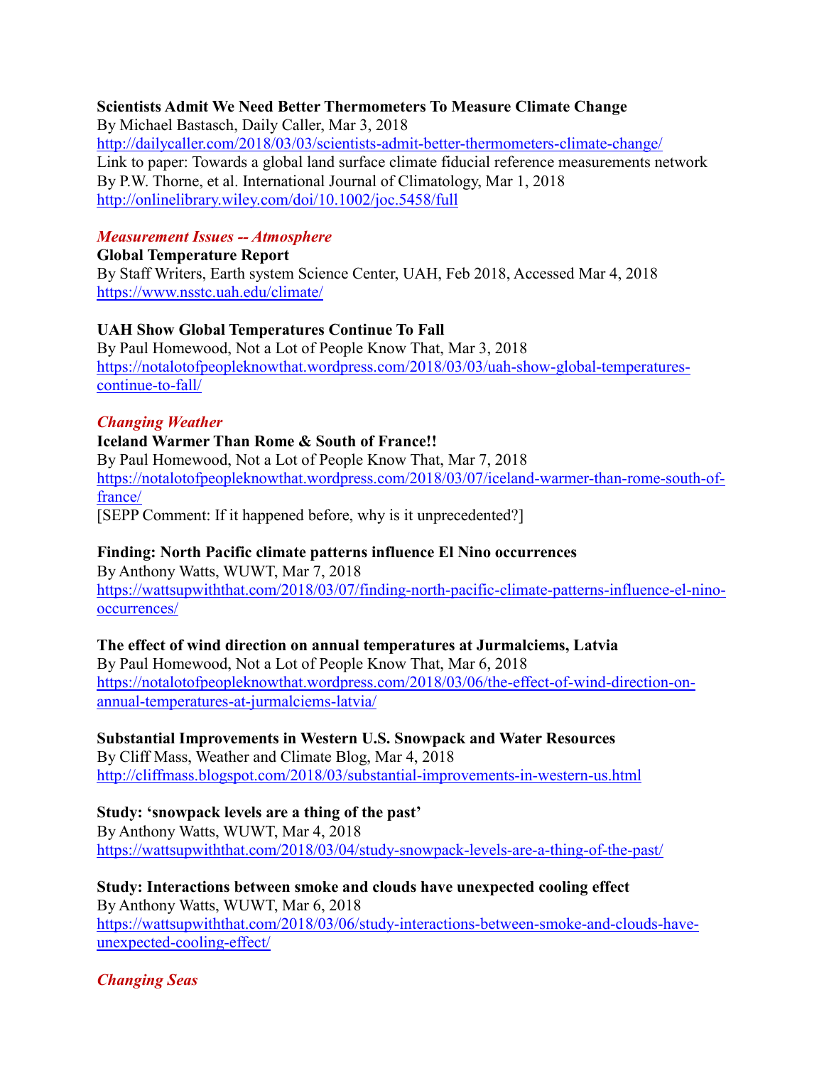**Scientists Admit We Need Better Thermometers To Measure Climate Change**
By Michael Bastasch, Daily Caller, Mar 3, 2018
http://dailycaller.com/2018/03/03/scientists-admit-better-thermometers-climate-change/
Link to paper: Towards a global land surface climate fiducial reference measurements network
By P.W. Thorne, et al. International Journal of Climatology, Mar 1, 2018
http://onlinelibrary.wiley.com/doi/10.1002/joc.5458/full

### *Measurement Issues -- Atmosphere*

**Global Temperature Report**
By Staff Writers, Earth system Science Center, UAH, Feb 2018, Accessed Mar 4, 2018
https://www.nsstc.uah.edu/climate/

**UAH Show Global Temperatures Continue To Fall**
By Paul Homewood, Not a Lot of People Know That, Mar 3, 2018
https://notalotofpeopleknowthat.wordpress.com/2018/03/03/uah-show-global-temperatures-continue-to-fall/

### *Changing Weather*

**Iceland Warmer Than Rome & South of France!!**
By Paul Homewood, Not a Lot of People Know That, Mar 7, 2018
https://notalotofpeopleknowthat.wordpress.com/2018/03/07/iceland-warmer-than-rome-south-of-france/
[SEPP Comment: If it happened before, why is it unprecedented?]

**Finding: North Pacific climate patterns influence El Nino occurrences**
By Anthony Watts, WUWT, Mar 7, 2018
https://wattsupwiththat.com/2018/03/07/finding-north-pacific-climate-patterns-influence-el-nino-occurrences/

**The effect of wind direction on annual temperatures at Jurmalciems, Latvia**
By Paul Homewood, Not a Lot of People Know That, Mar 6, 2018
https://notalotofpeopleknowthat.wordpress.com/2018/03/06/the-effect-of-wind-direction-on-annual-temperatures-at-jurmalciems-latvia/

**Substantial Improvements in Western U.S. Snowpack and Water Resources**
By Cliff Mass, Weather and Climate Blog, Mar 4, 2018
http://cliffmass.blogspot.com/2018/03/substantial-improvements-in-western-us.html

**Study: 'snowpack levels are a thing of the past'**
By Anthony Watts, WUWT, Mar 4, 2018
https://wattsupwiththat.com/2018/03/04/study-snowpack-levels-are-a-thing-of-the-past/

**Study: Interactions between smoke and clouds have unexpected cooling effect**
By Anthony Watts, WUWT, Mar 6, 2018
https://wattsupwiththat.com/2018/03/06/study-interactions-between-smoke-and-clouds-have-unexpected-cooling-effect/

### *Changing Seas*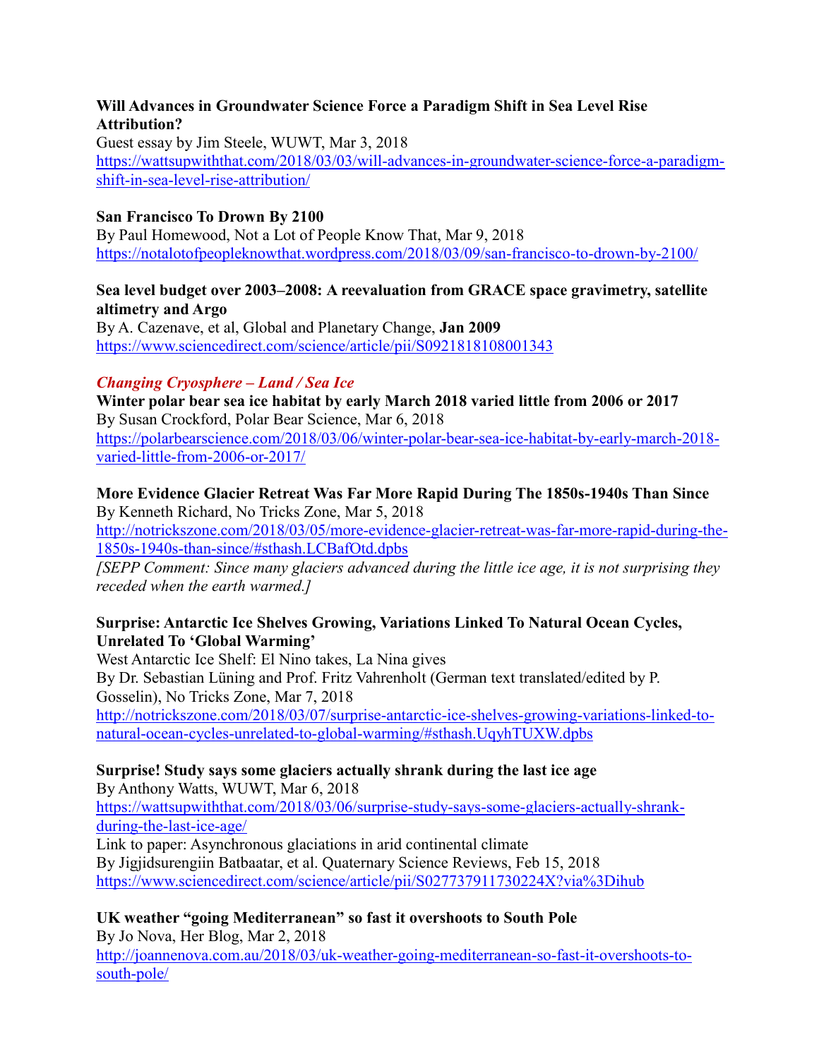**Will Advances in Groundwater Science Force a Paradigm Shift in Sea Level Rise Attribution?**
Guest essay by Jim Steele, WUWT, Mar 3, 2018
https://wattsupwiththat.com/2018/03/03/will-advances-in-groundwater-science-force-a-paradigm-shift-in-sea-level-rise-attribution/

**San Francisco To Drown By 2100**
By Paul Homewood, Not a Lot of People Know That, Mar 9, 2018
https://notalotofpeopleknowthat.wordpress.com/2018/03/09/san-francisco-to-drown-by-2100/

**Sea level budget over 2003–2008: A reevaluation from GRACE space gravimetry, satellite altimetry and Argo**
By A. Cazenave, et al, Global and Planetary Change, **Jan 2009**
https://www.sciencedirect.com/science/article/pii/S0921818108001343

### *Changing Cryosphere – Land / Sea Ice*

**Winter polar bear sea ice habitat by early March 2018 varied little from 2006 or 2017**
By Susan Crockford, Polar Bear Science, Mar 6, 2018
https://polarbearscience.com/2018/03/06/winter-polar-bear-sea-ice-habitat-by-early-march-2018-varied-little-from-2006-or-2017/

**More Evidence Glacier Retreat Was Far More Rapid During The 1850s-1940s Than Since**
By Kenneth Richard, No Tricks Zone, Mar 5, 2018
http://notrickszone.com/2018/03/05/more-evidence-glacier-retreat-was-far-more-rapid-during-the-1850s-1940s-than-since/#sthash.LCBafOtd.dpbs
*[SEPP Comment: Since many glaciers advanced during the little ice age, it is not surprising they receded when the earth warmed.]*

**Surprise: Antarctic Ice Shelves Growing, Variations Linked To Natural Ocean Cycles, Unrelated To 'Global Warming'**
West Antarctic Ice Shelf: El Nino takes, La Nina gives
By Dr. Sebastian Lüning and Prof. Fritz Vahrenholt (German text translated/edited by P. Gosselin), No Tricks Zone, Mar 7, 2018
http://notrickszone.com/2018/03/07/surprise-antarctic-ice-shelves-growing-variations-linked-to-natural-ocean-cycles-unrelated-to-global-warming/#sthash.UqyhTUXW.dpbs

**Surprise! Study says some glaciers actually shrank during the last ice age**
By Anthony Watts, WUWT, Mar 6, 2018
https://wattsupwiththat.com/2018/03/06/surprise-study-says-some-glaciers-actually-shrank-during-the-last-ice-age/
Link to paper: Asynchronous glaciations in arid continental climate
By Jigjidsurengiin Batbaatar, et al. Quaternary Science Reviews, Feb 15, 2018
https://www.sciencedirect.com/science/article/pii/S027737911730224X?via%3Dihub

**UK weather "going Mediterranean" so fast it overshoots to South Pole**
By Jo Nova, Her Blog, Mar 2, 2018
http://joannenova.com.au/2018/03/uk-weather-going-mediterranean-so-fast-it-overshoots-to-south-pole/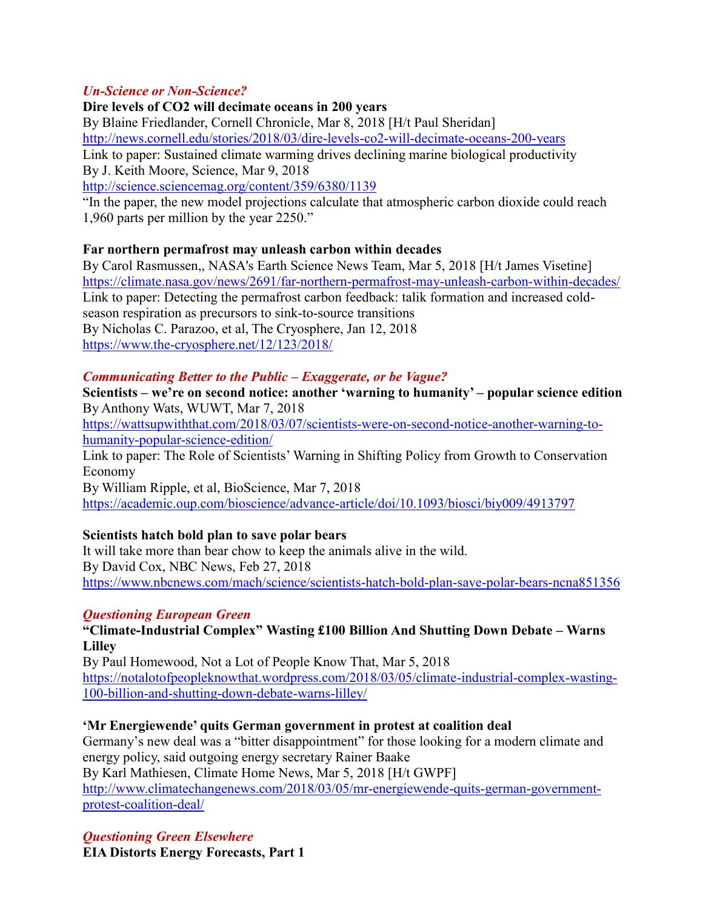### *Un-Science or Non-Science?*

**Dire levels of CO2 will decimate oceans in 200 years**
By Blaine Friedlander, Cornell Chronicle, Mar 8, 2018 [H/t Paul Sheridan]
http://news.cornell.edu/stories/2018/03/dire-levels-co2-will-decimate-oceans-200-years
Link to paper: Sustained climate warming drives declining marine biological productivity
By J. Keith Moore, Science, Mar 9, 2018
http://science.sciencemag.org/content/359/6380/1139
"In the paper, the new model projections calculate that atmospheric carbon dioxide could reach 1,960 parts per million by the year 2250."

**Far northern permafrost may unleash carbon within decades**
By Carol Rasmussen,, NASA's Earth Science News Team, Mar 5, 2018 [H/t James Visetine]
https://climate.nasa.gov/news/2691/far-northern-permafrost-may-unleash-carbon-within-decades/
Link to paper: Detecting the permafrost carbon feedback: talik formation and increased cold-season respiration as precursors to sink-to-source transitions
By Nicholas C. Parazoo, et al, The Cryosphere, Jan 12, 2018
https://www.the-cryosphere.net/12/123/2018/

### *Communicating Better to the Public – Exaggerate, or be Vague?*

**Scientists – we're on second notice: another 'warning to humanity' – popular science edition**
By Anthony Wats, WUWT, Mar 7, 2018
https://wattsupwiththat.com/2018/03/07/scientists-were-on-second-notice-another-warning-to-humanity-popular-science-edition/
Link to paper: The Role of Scientists' Warning in Shifting Policy from Growth to Conservation Economy
By William Ripple, et al, BioScience, Mar 7, 2018
https://academic.oup.com/bioscience/advance-article/doi/10.1093/biosci/biy009/4913797

**Scientists hatch bold plan to save polar bears**
It will take more than bear chow to keep the animals alive in the wild.
By David Cox, NBC News, Feb 27, 2018
https://www.nbcnews.com/mach/science/scientists-hatch-bold-plan-save-polar-bears-ncna851356

### *Questioning European Green*

**"Climate-Industrial Complex" Wasting £100 Billion And Shutting Down Debate – Warns Lilley**
By Paul Homewood, Not a Lot of People Know That, Mar 5, 2018
https://notalotofpeopleknowthat.wordpress.com/2018/03/05/climate-industrial-complex-wasting-100-billion-and-shutting-down-debate-warns-lilley/

**'Mr Energiewende' quits German government in protest at coalition deal**
Germany's new deal was a "bitter disappointment" for those looking for a modern climate and energy policy, said outgoing energy secretary Rainer Baake
By Karl Mathiesen, Climate Home News, Mar 5, 2018 [H/t GWPF]
http://www.climatechangenews.com/2018/03/05/mr-energiewende-quits-german-government-protest-coalition-deal/

### *Questioning Green Elsewhere*

**EIA Distorts Energy Forecasts, Part 1**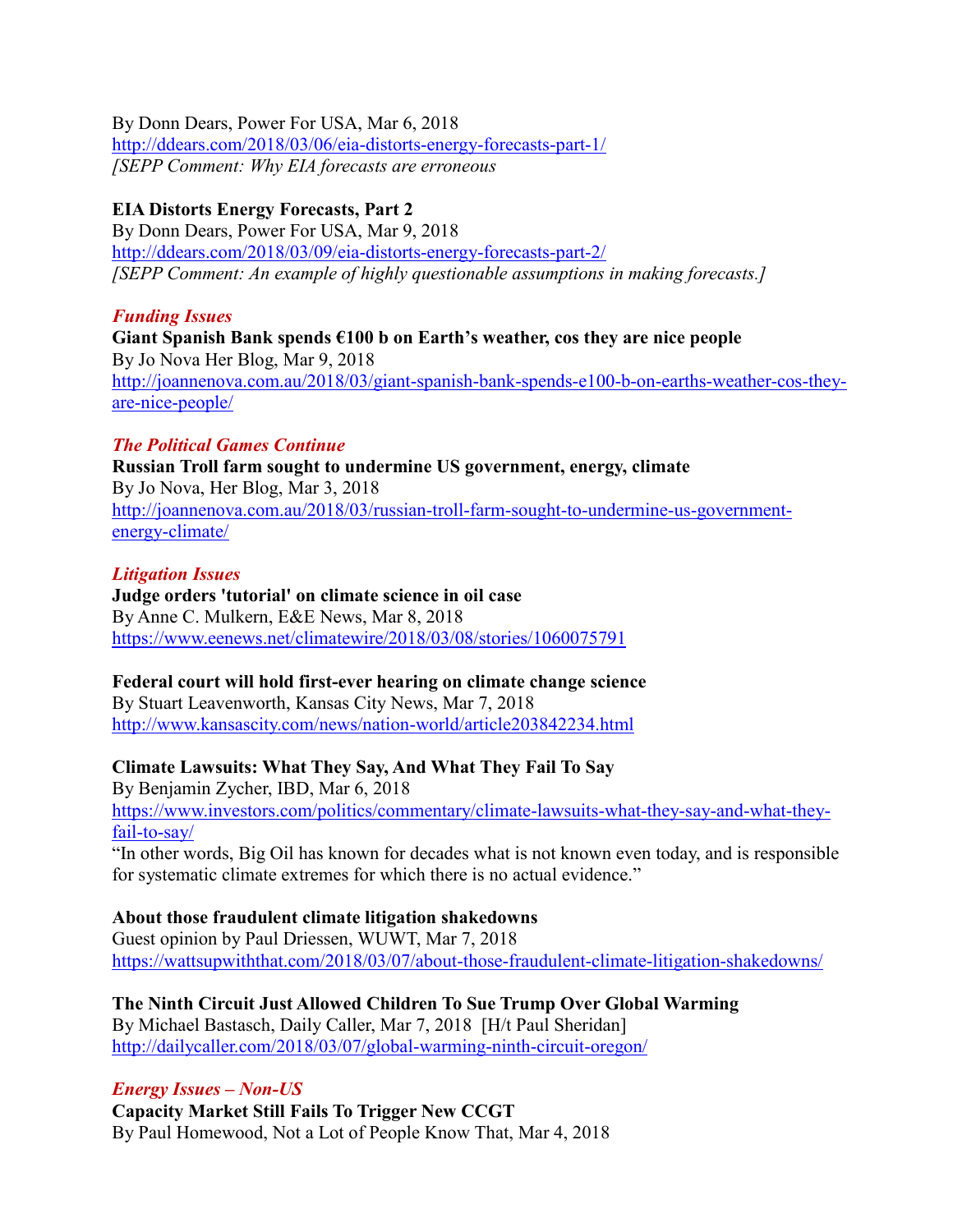By Donn Dears, Power For USA, Mar 6, 2018
http://ddears.com/2018/03/06/eia-distorts-energy-forecasts-part-1/
*[SEPP Comment: Why EIA forecasts are erroneous*

**EIA Distorts Energy Forecasts, Part 2**
By Donn Dears, Power For USA, Mar 9, 2018
http://ddears.com/2018/03/09/eia-distorts-energy-forecasts-part-2/
*[SEPP Comment: An example of highly questionable assumptions in making forecasts.]*

***Funding Issues***

**Giant Spanish Bank spends €100 b on Earth's weather, cos they are nice people**
By Jo Nova Her Blog, Mar 9, 2018
http://joannenova.com.au/2018/03/giant-spanish-bank-spends-e100-b-on-earths-weather-cos-they-are-nice-people/

***The Political Games Continue***

**Russian Troll farm sought to undermine US government, energy, climate**
By Jo Nova, Her Blog, Mar 3, 2018
http://joannenova.com.au/2018/03/russian-troll-farm-sought-to-undermine-us-government-energy-climate/

***Litigation Issues***

**Judge orders 'tutorial' on climate science in oil case**
By Anne C. Mulkern, E&E News, Mar 8, 2018
https://www.eenews.net/climatewire/2018/03/08/stories/1060075791

**Federal court will hold first-ever hearing on climate change science**
By Stuart Leavenworth, Kansas City News, Mar 7, 2018
http://www.kansascity.com/news/nation-world/article203842234.html

**Climate Lawsuits: What They Say, And What They Fail To Say**
By Benjamin Zycher, IBD, Mar 6, 2018
https://www.investors.com/politics/commentary/climate-lawsuits-what-they-say-and-what-they-fail-to-say/
"In other words, Big Oil has known for decades what is not known even today, and is responsible for systematic climate extremes for which there is no actual evidence."

**About those fraudulent climate litigation shakedowns**
Guest opinion by Paul Driessen, WUWT, Mar 7, 2018
https://wattsupwiththat.com/2018/03/07/about-those-fraudulent-climate-litigation-shakedowns/

**The Ninth Circuit Just Allowed Children To Sue Trump Over Global Warming**
By Michael Bastasch, Daily Caller, Mar 7, 2018 [H/t Paul Sheridan]
http://dailycaller.com/2018/03/07/global-warming-ninth-circuit-oregon/

***Energy Issues – Non-US***

**Capacity Market Still Fails To Trigger New CCGT**
By Paul Homewood, Not a Lot of People Know That, Mar 4, 2018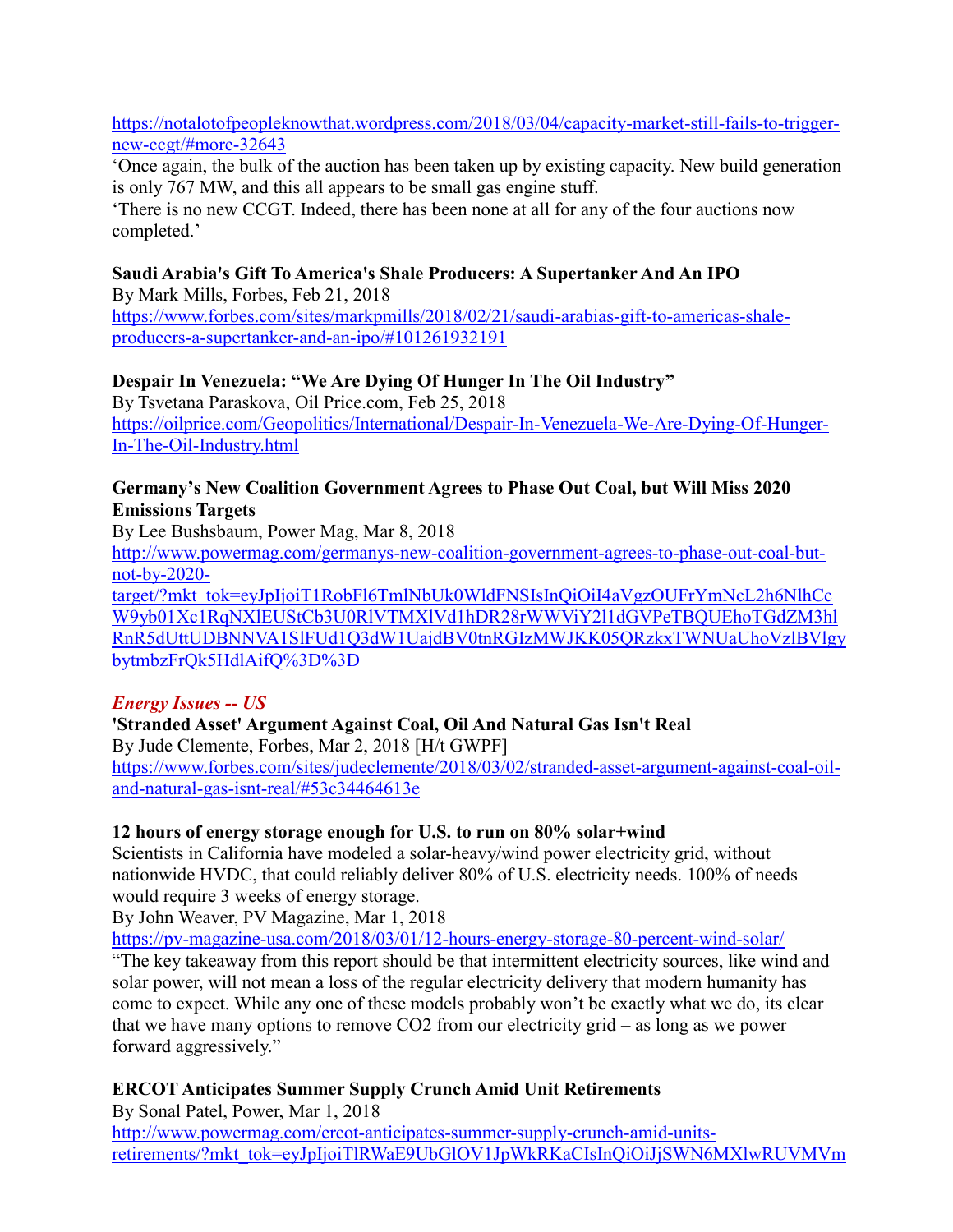https://notalotofpeopleknowthat.wordpress.com/2018/03/04/capacity-market-still-fails-to-trigger-new-ccgt/#more-32643

'Once again, the bulk of the auction has been taken up by existing capacity. New build generation is only 767 MW, and this all appears to be small gas engine stuff.

'There is no new CCGT. Indeed, there has been none at all for any of the four auctions now completed.'

**Saudi Arabia's Gift To America's Shale Producers: A Supertanker And An IPO**
By Mark Mills, Forbes, Feb 21, 2018
https://www.forbes.com/sites/markpmills/2018/02/21/saudi-arabias-gift-to-americas-shale-producers-a-supertanker-and-an-ipo/#101261932191

**Despair In Venezuela: "We Are Dying Of Hunger In The Oil Industry"**
By Tsvetana Paraskova, Oil Price.com, Feb 25, 2018
https://oilprice.com/Geopolitics/International/Despair-In-Venezuela-We-Are-Dying-Of-Hunger-In-The-Oil-Industry.html

**Germany's New Coalition Government Agrees to Phase Out Coal, but Will Miss 2020 Emissions Targets**
By Lee Bushsbaum, Power Mag, Mar 8, 2018
http://www.powermag.com/germanys-new-coalition-government-agrees-to-phase-out-coal-but-not-by-2020-target/?mkt_tok=eyJpIjoiT1RobFl6TmlNbUk0WldFNSIsInQiOiI4aVgzOUFrYmNcL2h6NlhCcW9yb01Xc1RqNXlEUStCb3U0RlVTMXlVd1hDR28rWWViY2l1dGVPeTBQUEhoTGdZM3hlRnR5dUttUDBNNVA1SlFUd1Q3dW1UajdBV0tnRGIzMWJKK05QRzkxTWNUaUhoVzlBVlgybytmbzFrQk5HdlAifQ%3D%3D

*Energy Issues -- US*

**'Stranded Asset' Argument Against Coal, Oil And Natural Gas Isn't Real**
By Jude Clemente, Forbes, Mar 2, 2018 [H/t GWPF]
https://www.forbes.com/sites/judeclemente/2018/03/02/stranded-asset-argument-against-coal-oil-and-natural-gas-isnt-real/#53c34464613e

**12 hours of energy storage enough for U.S. to run on 80% solar+wind**
Scientists in California have modeled a solar-heavy/wind power electricity grid, without nationwide HVDC, that could reliably deliver 80% of U.S. electricity needs. 100% of needs would require 3 weeks of energy storage.
By John Weaver, PV Magazine, Mar 1, 2018
https://pv-magazine-usa.com/2018/03/01/12-hours-energy-storage-80-percent-wind-solar/

"The key takeaway from this report should be that intermittent electricity sources, like wind and solar power, will not mean a loss of the regular electricity delivery that modern humanity has come to expect. While any one of these models probably won't be exactly what we do, its clear that we have many options to remove CO2 from our electricity grid – as long as we power forward aggressively."

**ERCOT Anticipates Summer Supply Crunch Amid Unit Retirements**
By Sonal Patel, Power, Mar 1, 2018
http://www.powermag.com/ercot-anticipates-summer-supply-crunch-amid-units-retirements/?mkt_tok=eyJpIjoiTlRWaE9UbGlOV1JpWkRKaCIsInQiOiJjSWN6MXlwRUVMVm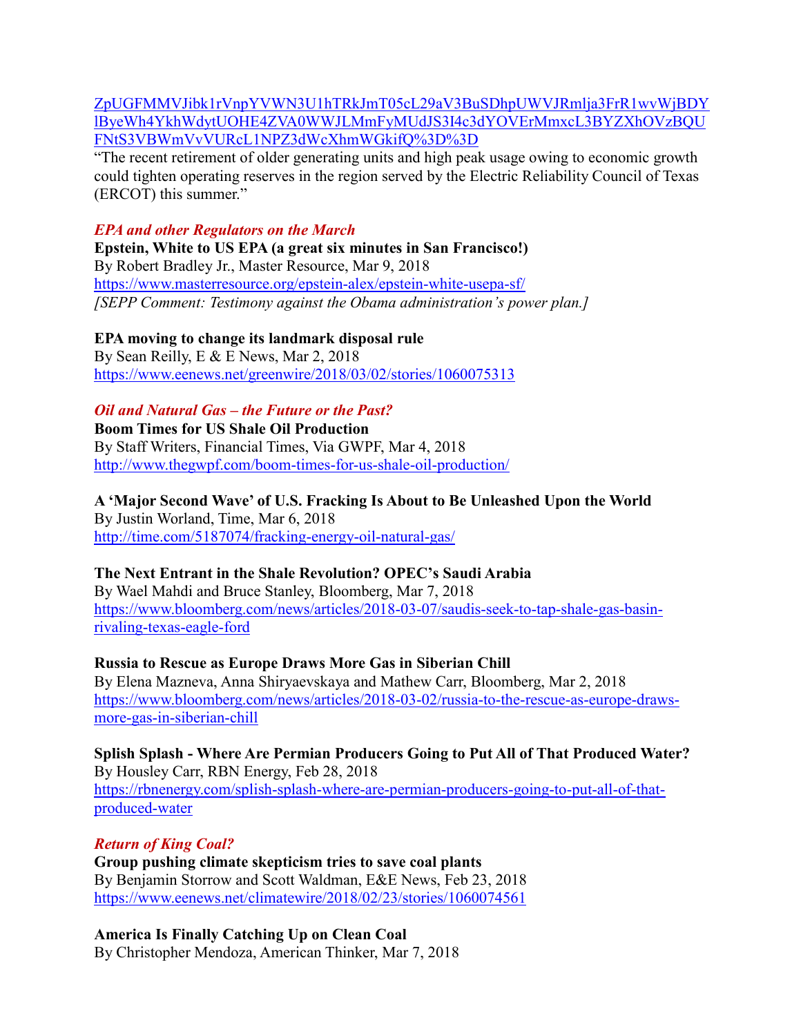ZpUGFMMVJibk1rVnpYVWN3U1hTRkJmT05cL29aV3BuSDhpUWVJRmlja3FrR1wvWjBDYlByeWh4YkhWdytUOHE4ZVA0WWJLMmFyMUdJS3l4c3dYOVErMmxcL3BYZXhOVzBQUFNtS3VBWmVvVURcL1NPZ3dWcXhmWGkifQ%3D%3D

"The recent retirement of older generating units and high peak usage owing to economic growth could tighten operating reserves in the region served by the Electric Reliability Council of Texas (ERCOT) this summer."

### *EPA and other Regulators on the March*

**Epstein, White to US EPA (a great six minutes in San Francisco!)**
By Robert Bradley Jr., Master Resource, Mar 9, 2018
https://www.masterresource.org/epstein-alex/epstein-white-usepa-sf/
*[SEPP Comment: Testimony against the Obama administration's power plan.]*

**EPA moving to change its landmark disposal rule**
By Sean Reilly, E & E News, Mar 2, 2018
https://www.eenews.net/greenwire/2018/03/02/stories/1060075313

### *Oil and Natural Gas – the Future or the Past?*

**Boom Times for US Shale Oil Production**
By Staff Writers, Financial Times, Via GWPF, Mar 4, 2018
http://www.thegwpf.com/boom-times-for-us-shale-oil-production/

**A 'Major Second Wave' of U.S. Fracking Is About to Be Unleashed Upon the World**
By Justin Worland, Time, Mar 6, 2018
http://time.com/5187074/fracking-energy-oil-natural-gas/

**The Next Entrant in the Shale Revolution? OPEC's Saudi Arabia**
By Wael Mahdi and Bruce Stanley, Bloomberg, Mar 7, 2018
https://www.bloomberg.com/news/articles/2018-03-07/saudis-seek-to-tap-shale-gas-basin-rivaling-texas-eagle-ford

**Russia to Rescue as Europe Draws More Gas in Siberian Chill**
By Elena Mazneva, Anna Shiryaevskaya and Mathew Carr, Bloomberg, Mar 2, 2018
https://www.bloomberg.com/news/articles/2018-03-02/russia-to-the-rescue-as-europe-draws-more-gas-in-siberian-chill

**Splish Splash - Where Are Permian Producers Going to Put All of That Produced Water?**
By Housley Carr, RBN Energy, Feb 28, 2018
https://rbnenergy.com/splish-splash-where-are-permian-producers-going-to-put-all-of-that-produced-water

### *Return of King Coal?*

**Group pushing climate skepticism tries to save coal plants**
By Benjamin Storrow and Scott Waldman, E&E News, Feb 23, 2018
https://www.eenews.net/climatewire/2018/02/23/stories/1060074561

**America Is Finally Catching Up on Clean Coal**
By Christopher Mendoza, American Thinker, Mar 7, 2018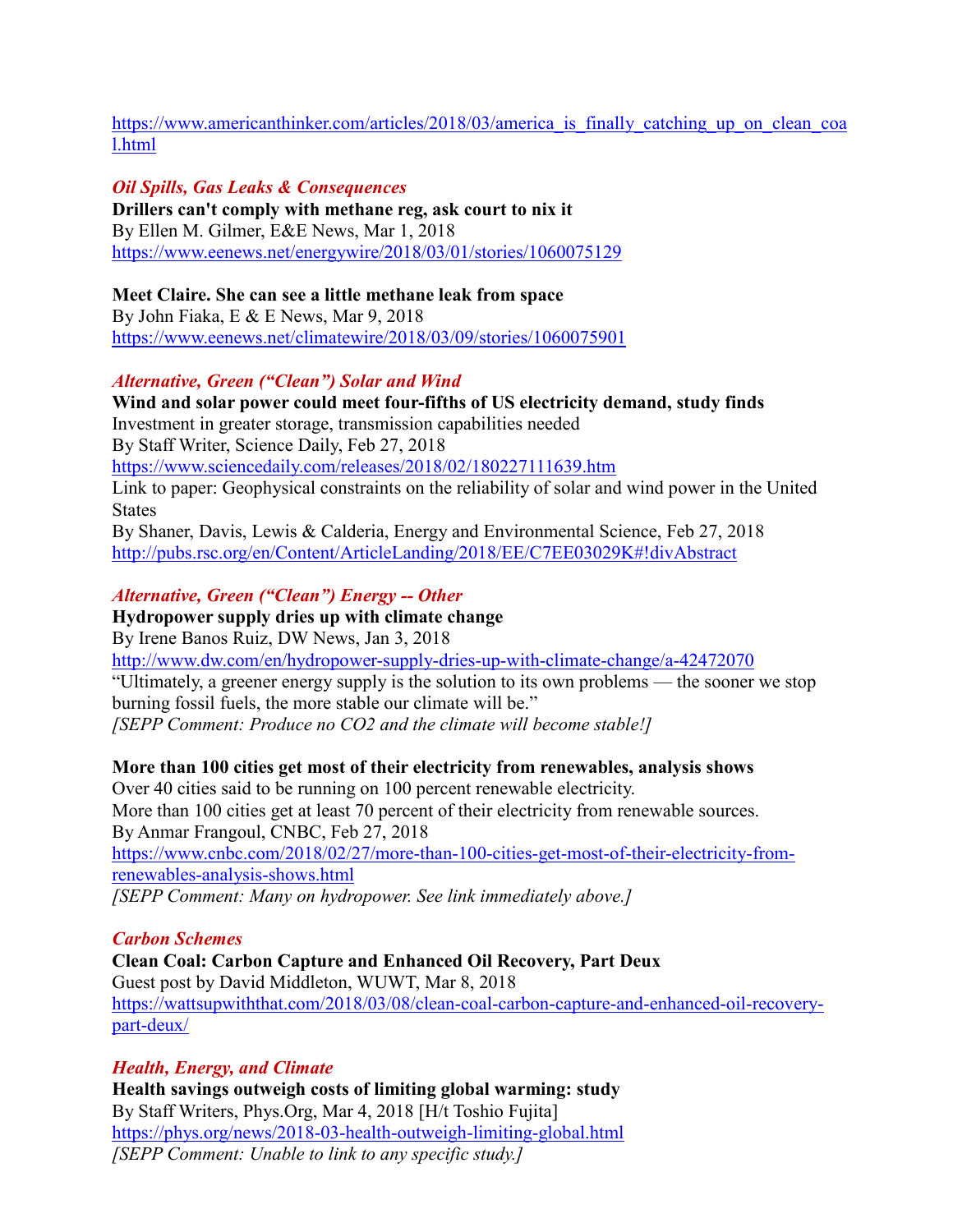https://www.americanthinker.com/articles/2018/03/america_is_finally_catching_up_on_clean_coal.html

### *Oil Spills, Gas Leaks & Consequences*

**Drillers can't comply with methane reg, ask court to nix it**
By Ellen M. Gilmer, E&E News, Mar 1, 2018
https://www.eenews.net/energywire/2018/03/01/stories/1060075129

**Meet Claire. She can see a little methane leak from space**
By John Fiaka, E & E News, Mar 9, 2018
https://www.eenews.net/climatewire/2018/03/09/stories/1060075901

### *Alternative, Green ("Clean") Solar and Wind*

**Wind and solar power could meet four-fifths of US electricity demand, study finds**
Investment in greater storage, transmission capabilities needed
By Staff Writer, Science Daily, Feb 27, 2018
https://www.sciencedaily.com/releases/2018/02/180227111639.htm
Link to paper: Geophysical constraints on the reliability of solar and wind power in the United States
By Shaner, Davis, Lewis & Calderia, Energy and Environmental Science, Feb 27, 2018
http://pubs.rsc.org/en/Content/ArticleLanding/2018/EE/C7EE03029K#!divAbstract

### *Alternative, Green ("Clean") Energy -- Other*

**Hydropower supply dries up with climate change**
By Irene Banos Ruiz, DW News, Jan 3, 2018
http://www.dw.com/en/hydropower-supply-dries-up-with-climate-change/a-42472070
"Ultimately, a greener energy supply is the solution to its own problems — the sooner we stop burning fossil fuels, the more stable our climate will be."
*[SEPP Comment: Produce no CO2 and the climate will become stable!]*

**More than 100 cities get most of their electricity from renewables, analysis shows**
Over 40 cities said to be running on 100 percent renewable electricity.
More than 100 cities get at least 70 percent of their electricity from renewable sources.
By Anmar Frangoul, CNBC, Feb 27, 2018
https://www.cnbc.com/2018/02/27/more-than-100-cities-get-most-of-their-electricity-from-renewables-analysis-shows.html
*[SEPP Comment: Many on hydropower. See link immediately above.]*

### *Carbon Schemes*

**Clean Coal: Carbon Capture and Enhanced Oil Recovery, Part Deux**
Guest post by David Middleton, WUWT, Mar 8, 2018
https://wattsupwiththat.com/2018/03/08/clean-coal-carbon-capture-and-enhanced-oil-recovery-part-deux/

### *Health, Energy, and Climate*

**Health savings outweigh costs of limiting global warming: study**
By Staff Writers, Phys.Org, Mar 4, 2018 [H/t Toshio Fujita]
https://phys.org/news/2018-03-health-outweigh-limiting-global.html
*[SEPP Comment: Unable to link to any specific study.]*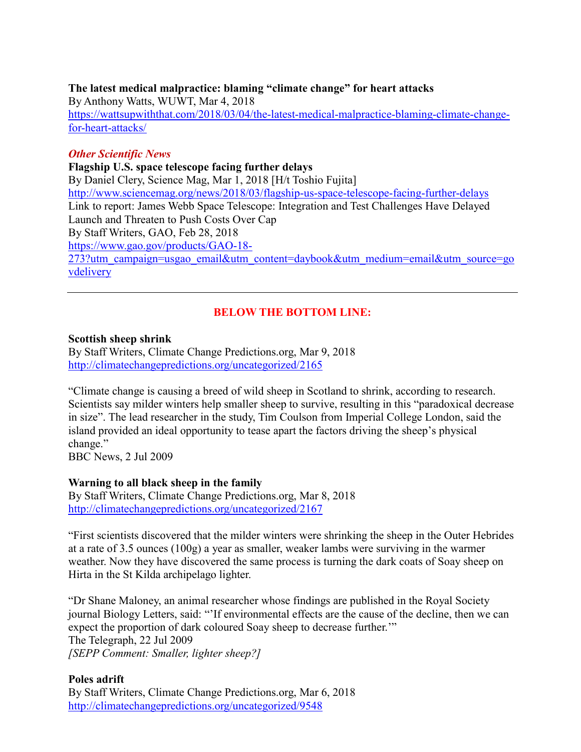**The latest medical malpractice: blaming "climate change" for heart attacks**
By Anthony Watts, WUWT, Mar 4, 2018
https://wattsupwiththat.com/2018/03/04/the-latest-medical-malpractice-blaming-climate-change-for-heart-attacks/

### *Other Scientific News*

**Flagship U.S. space telescope facing further delays**
By Daniel Clery, Science Mag, Mar 1, 2018 [H/t Toshio Fujita]
http://www.sciencemag.org/news/2018/03/flagship-us-space-telescope-facing-further-delays
Link to report: James Webb Space Telescope: Integration and Test Challenges Have Delayed Launch and Threaten to Push Costs Over Cap
By Staff Writers, GAO, Feb 28, 2018
https://www.gao.gov/products/GAO-18-273?utm_campaign=usgao_email&utm_content=daybook&utm_medium=email&utm_source=govdelivery

---

## BELOW THE BOTTOM LINE:

**Scottish sheep shrink**
By Staff Writers, Climate Change Predictions.org, Mar 9, 2018
http://climatechangepredictions.org/uncategorized/2165

"Climate change is causing a breed of wild sheep in Scotland to shrink, according to research. Scientists say milder winters help smaller sheep to survive, resulting in this "paradoxical decrease in size". The lead researcher in the study, Tim Coulson from Imperial College London, said the island provided an ideal opportunity to tease apart the factors driving the sheep's physical change."
BBC News, 2 Jul 2009

**Warning to all black sheep in the family**
By Staff Writers, Climate Change Predictions.org, Mar 8, 2018
http://climatechangepredictions.org/uncategorized/2167

"First scientists discovered that the milder winters were shrinking the sheep in the Outer Hebrides at a rate of 3.5 ounces (100g) a year as smaller, weaker lambs were surviving in the warmer weather. Now they have discovered the same process is turning the dark coats of Soay sheep on Hirta in the St Kilda archipelago lighter.

"Dr Shane Maloney, an animal researcher whose findings are published in the Royal Society journal Biology Letters, said: "'If environmental effects are the cause of the decline, then we can expect the proportion of dark coloured Soay sheep to decrease further.'"
The Telegraph, 22 Jul 2009
*[SEPP Comment: Smaller, lighter sheep?]*

**Poles adrift**
By Staff Writers, Climate Change Predictions.org, Mar 6, 2018
http://climatechangepredictions.org/uncategorized/9548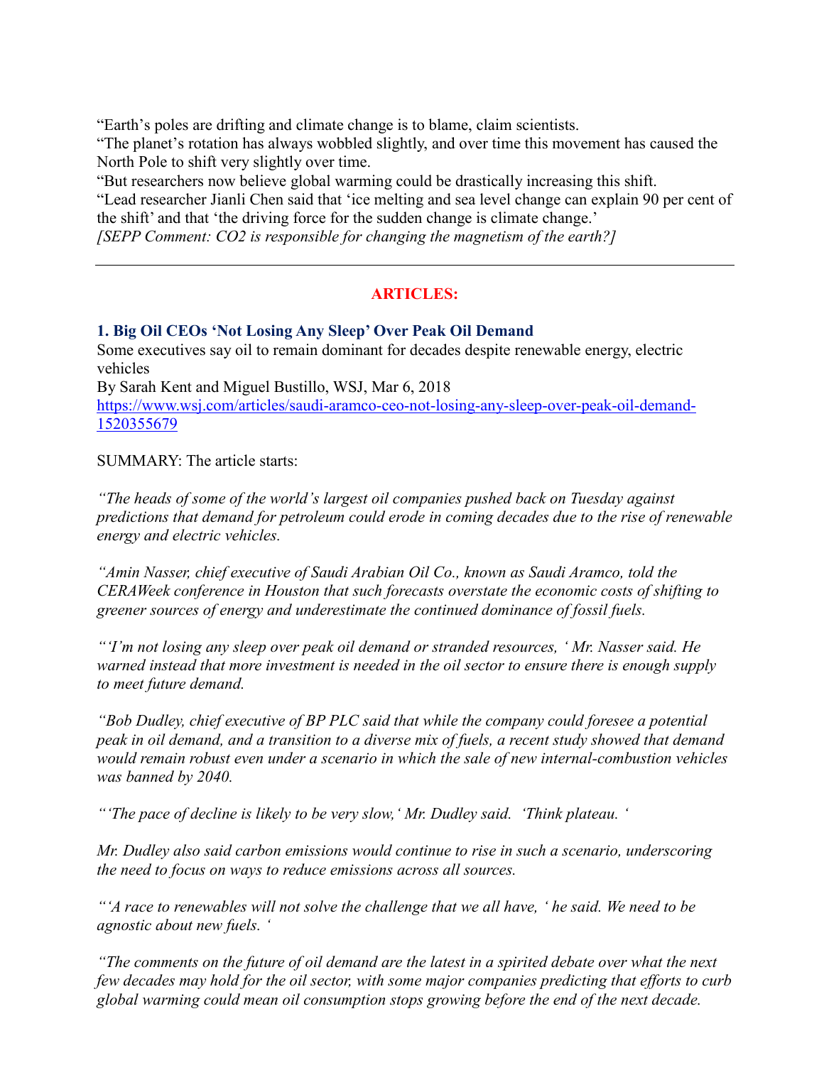"Earth's poles are drifting and climate change is to blame, claim scientists.

"The planet's rotation has always wobbled slightly, and over time this movement has caused the North Pole to shift very slightly over time.

"But researchers now believe global warming could be drastically increasing this shift.

"Lead researcher Jianli Chen said that 'ice melting and sea level change can explain 90 per cent of the shift' and that 'the driving force for the sudden change is climate change.'

*[SEPP Comment: CO2 is responsible for changing the magnetism of the earth?]*

---

## ARTICLES:

### 1. Big Oil CEOs 'Not Losing Any Sleep' Over Peak Oil Demand

Some executives say oil to remain dominant for decades despite renewable energy, electric vehicles

By Sarah Kent and Miguel Bustillo, WSJ, Mar 6, 2018

https://www.wsj.com/articles/saudi-aramco-ceo-not-losing-any-sleep-over-peak-oil-demand-1520355679

SUMMARY: The article starts:

*"The heads of some of the world's largest oil companies pushed back on Tuesday against predictions that demand for petroleum could erode in coming decades due to the rise of renewable energy and electric vehicles.*

*"Amin Nasser, chief executive of Saudi Arabian Oil Co., known as Saudi Aramco, told the CERAWeek conference in Houston that such forecasts overstate the economic costs of shifting to greener sources of energy and underestimate the continued dominance of fossil fuels.*

*"'I'm not losing any sleep over peak oil demand or stranded resources, ' Mr. Nasser said. He warned instead that more investment is needed in the oil sector to ensure there is enough supply to meet future demand.*

*"Bob Dudley, chief executive of BP PLC said that while the company could foresee a potential peak in oil demand, and a transition to a diverse mix of fuels, a recent study showed that demand would remain robust even under a scenario in which the sale of new internal-combustion vehicles was banned by 2040.*

*"'The pace of decline is likely to be very slow,' Mr. Dudley said. 'Think plateau. '*

*Mr. Dudley also said carbon emissions would continue to rise in such a scenario, underscoring the need to focus on ways to reduce emissions across all sources.*

*"'A race to renewables will not solve the challenge that we all have, ' he said. We need to be agnostic about new fuels. '*

*"The comments on the future of oil demand are the latest in a spirited debate over what the next few decades may hold for the oil sector, with some major companies predicting that efforts to curb global warming could mean oil consumption stops growing before the end of the next decade.*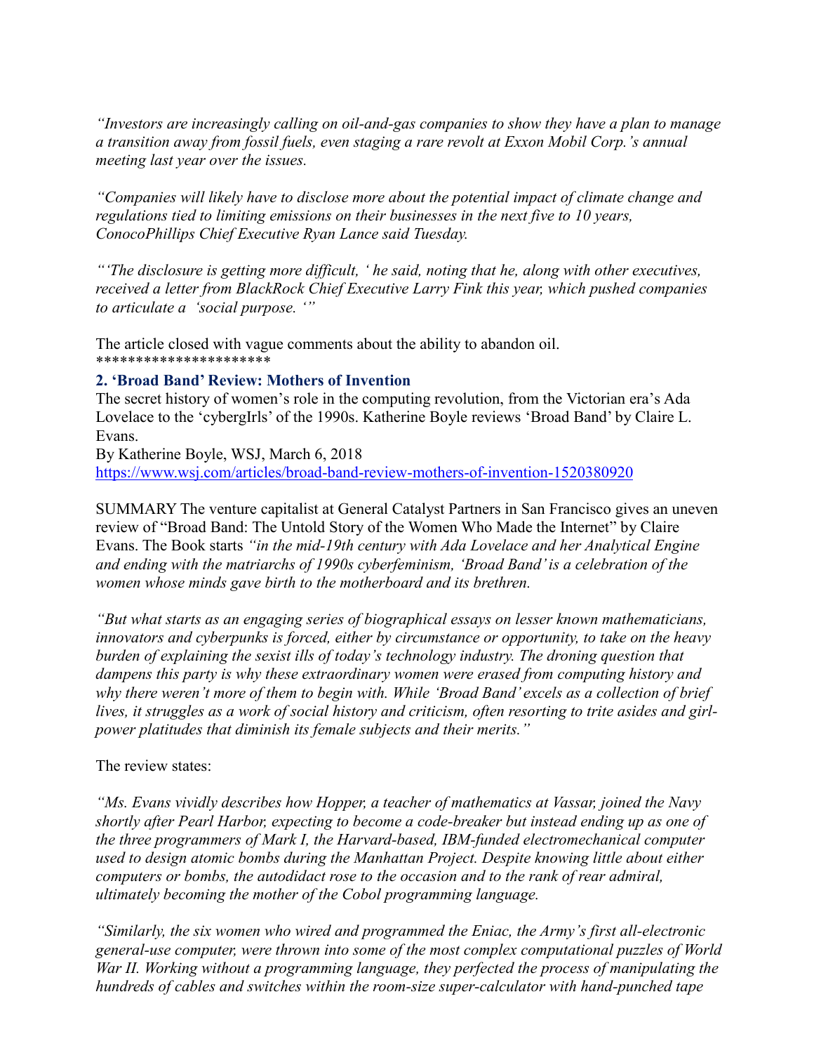*"Investors are increasingly calling on oil-and-gas companies to show they have a plan to manage a transition away from fossil fuels, even staging a rare revolt at Exxon Mobil Corp.'s annual meeting last year over the issues.*

*"Companies will likely have to disclose more about the potential impact of climate change and regulations tied to limiting emissions on their businesses in the next five to 10 years, ConocoPhillips Chief Executive Ryan Lance said Tuesday.*

*"'The disclosure is getting more difficult, ' he said, noting that he, along with other executives, received a letter from BlackRock Chief Executive Larry Fink this year, which pushed companies to articulate a 'social purpose. '"*

The article closed with vague comments about the ability to abandon oil.
**********************

**2. 'Broad Band' Review: Mothers of Invention**

The secret history of women's role in the computing revolution, from the Victorian era's Ada Lovelace to the 'cybergIrls' of the 1990s. Katherine Boyle reviews 'Broad Band' by Claire L. Evans.

By Katherine Boyle, WSJ, March 6, 2018

https://www.wsj.com/articles/broad-band-review-mothers-of-invention-1520380920

SUMMARY The venture capitalist at General Catalyst Partners in San Francisco gives an uneven review of "Broad Band: The Untold Story of the Women Who Made the Internet" by Claire Evans. The Book starts *"in the mid-19th century with Ada Lovelace and her Analytical Engine and ending with the matriarchs of 1990s cyberfeminism, 'Broad Band' is a celebration of the women whose minds gave birth to the motherboard and its brethren.*

*"But what starts as an engaging series of biographical essays on lesser known mathematicians, innovators and cyberpunks is forced, either by circumstance or opportunity, to take on the heavy burden of explaining the sexist ills of today's technology industry. The droning question that dampens this party is why these extraordinary women were erased from computing history and why there weren't more of them to begin with. While 'Broad Band' excels as a collection of brief lives, it struggles as a work of social history and criticism, often resorting to trite asides and girl-power platitudes that diminish its female subjects and their merits."*

The review states:

*"Ms. Evans vividly describes how Hopper, a teacher of mathematics at Vassar, joined the Navy shortly after Pearl Harbor, expecting to become a code-breaker but instead ending up as one of the three programmers of Mark I, the Harvard-based, IBM-funded electromechanical computer used to design atomic bombs during the Manhattan Project. Despite knowing little about either computers or bombs, the autodidact rose to the occasion and to the rank of rear admiral, ultimately becoming the mother of the Cobol programming language.*

*"Similarly, the six women who wired and programmed the Eniac, the Army's first all-electronic general-use computer, were thrown into some of the most complex computational puzzles of World War II. Working without a programming language, they perfected the process of manipulating the hundreds of cables and switches within the room-size super-calculator with hand-punched tape*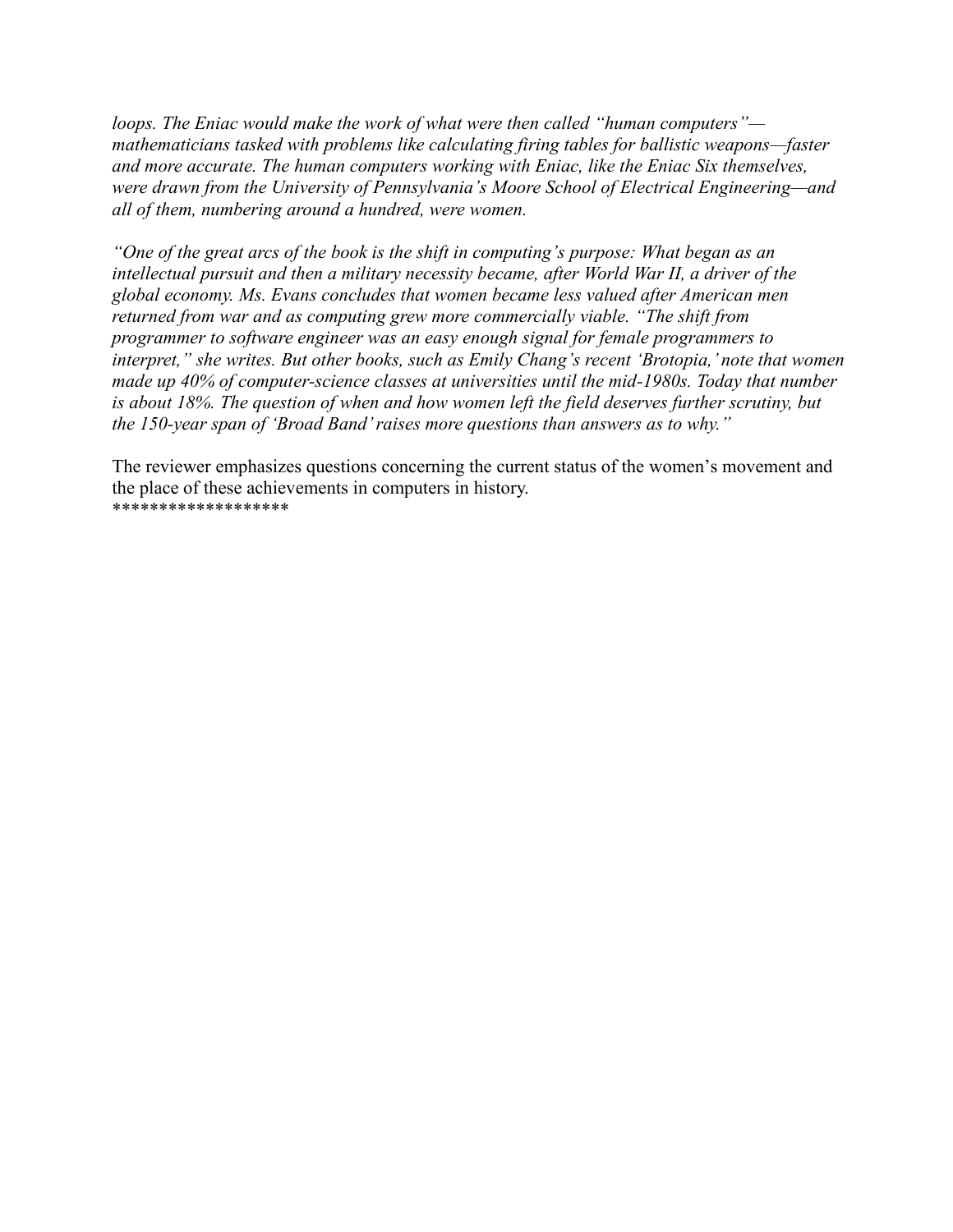*loops. The Eniac would make the work of what were then called "human computers"—mathematicians tasked with problems like calculating firing tables for ballistic weapons—faster and more accurate. The human computers working with Eniac, like the Eniac Six themselves, were drawn from the University of Pennsylvania's Moore School of Electrical Engineering—and all of them, numbering around a hundred, were women.*

*"One of the great arcs of the book is the shift in computing's purpose: What began as an intellectual pursuit and then a military necessity became, after World War II, a driver of the global economy. Ms. Evans concludes that women became less valued after American men returned from war and as computing grew more commercially viable. "The shift from programmer to software engineer was an easy enough signal for female programmers to interpret," she writes. But other books, such as Emily Chang's recent 'Brotopia,' note that women made up 40% of computer-science classes at universities until the mid-1980s. Today that number is about 18%. The question of when and how women left the field deserves further scrutiny, but the 150-year span of 'Broad Band' raises more questions than answers as to why."*

The reviewer emphasizes questions concerning the current status of the women's movement and the place of these achievements in computers in history.

*******************